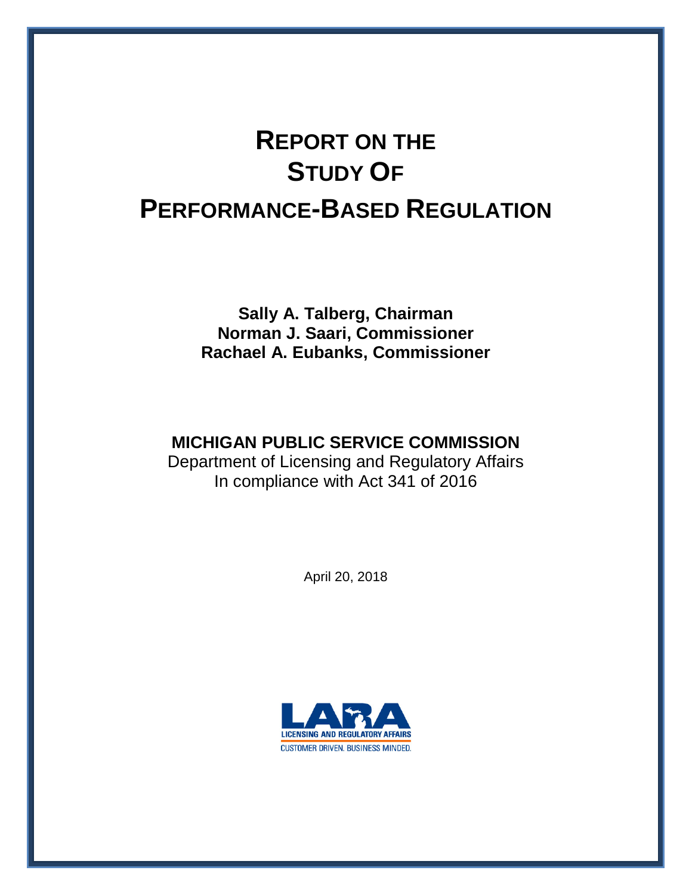# REPORT ON THE STUDY OF PERFORMANCE-BASED REGULATION

**Sally A. Talberg, Chairman**
**Norman J. Saari, Commissioner**
**Rachael A. Eubanks, Commissioner**

**MICHIGAN PUBLIC SERVICE COMMISSION**
Department of Licensing and Regulatory Affairs
In compliance with Act 341 of 2016

April 20, 2018

LARA
LICENSING AND REGULATORY AFFAIRS
CUSTOMER DRIVEN. BUSINESS MINDED.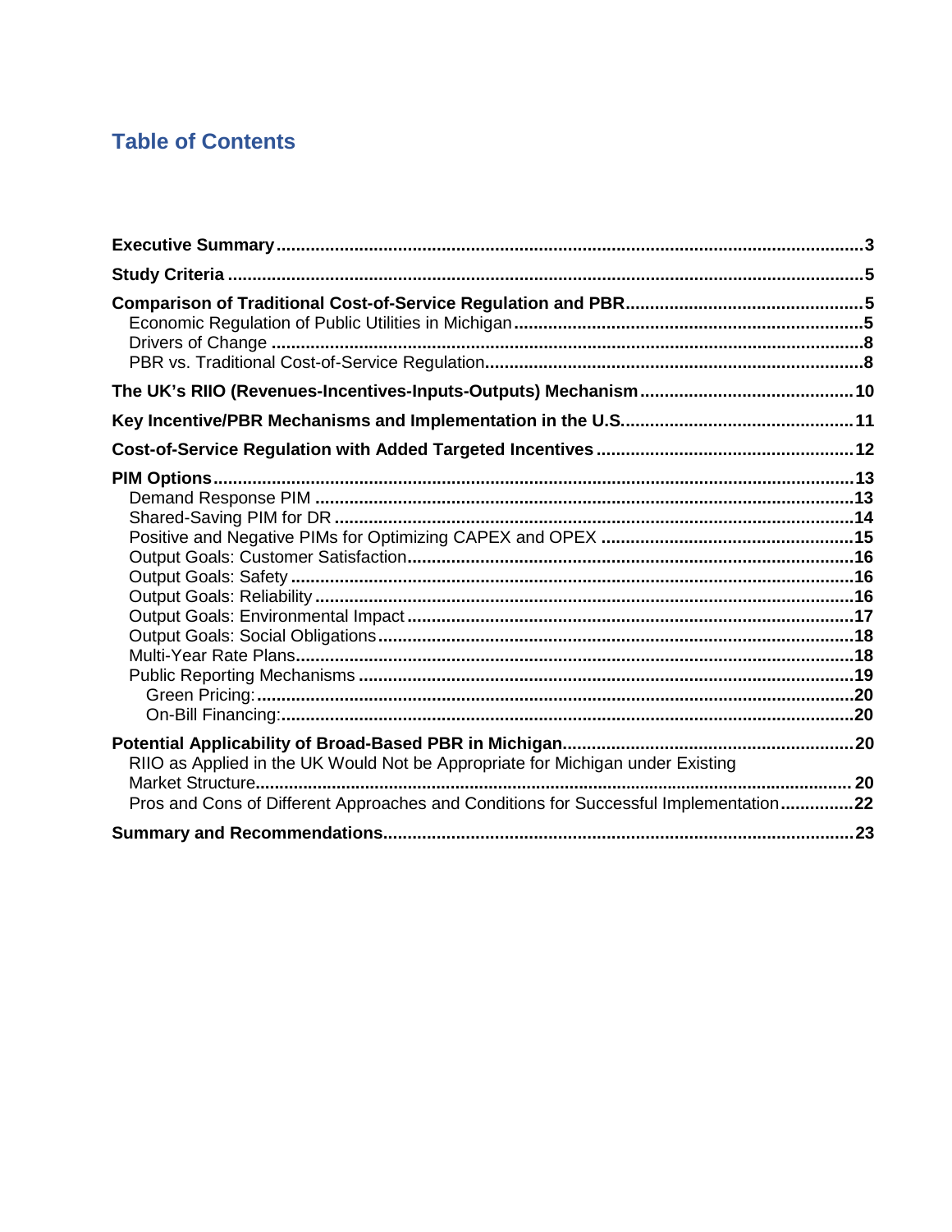# Table of Contents

**Executive Summary** .......... **3**

**Study Criteria** .......... **5**

**Comparison of Traditional Cost-of-Service Regulation and PBR** .......... **5**
- Economic Regulation of Public Utilities in Michigan .......... 5
- Drivers of Change .......... 8
- PBR vs. Traditional Cost-of-Service Regulation .......... 8

**The UK's RIIO (Revenues-Incentives-Inputs-Outputs) Mechanism** .......... **10**

**Key Incentive/PBR Mechanisms and Implementation in the U.S.** .......... **11**

**Cost-of-Service Regulation with Added Targeted Incentives** .......... **12**

**PIM Options** .......... **13**
- Demand Response PIM .......... 13
- Shared-Saving PIM for DR .......... 14
- Positive and Negative PIMs for Optimizing CAPEX and OPEX .......... 15
- Output Goals: Customer Satisfaction .......... 16
- Output Goals: Safety .......... 16
- Output Goals: Reliability .......... 16
- Output Goals: Environmental Impact .......... 17
- Output Goals: Social Obligations .......... 18
- Multi-Year Rate Plans .......... 18
- Public Reporting Mechanisms .......... 19
  - Green Pricing: .......... 20
  - On-Bill Financing: .......... 20

**Potential Applicability of Broad-Based PBR in Michigan** .......... **20**
- RIIO as Applied in the UK Would Not be Appropriate for Michigan under Existing Market Structure .......... 20
- Pros and Cons of Different Approaches and Conditions for Successful Implementation .......... 22

**Summary and Recommendations** .......... **23**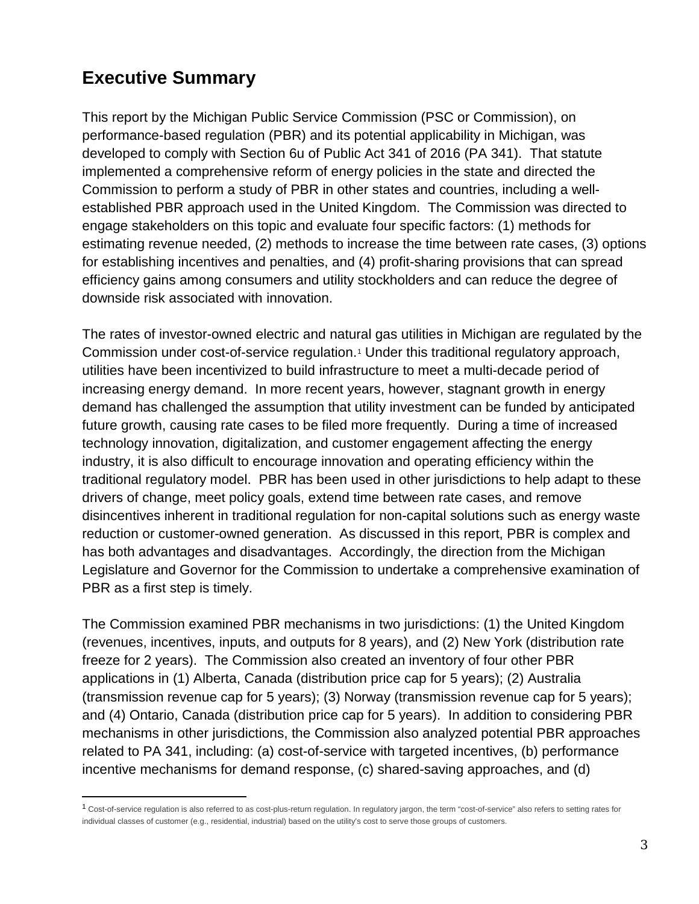## Executive Summary

This report by the Michigan Public Service Commission (PSC or Commission), on performance-based regulation (PBR) and its potential applicability in Michigan, was developed to comply with Section 6u of Public Act 341 of 2016 (PA 341). That statute implemented a comprehensive reform of energy policies in the state and directed the Commission to perform a study of PBR in other states and countries, including a well-established PBR approach used in the United Kingdom. The Commission was directed to engage stakeholders on this topic and evaluate four specific factors: (1) methods for estimating revenue needed, (2) methods to increase the time between rate cases, (3) options for establishing incentives and penalties, and (4) profit-sharing provisions that can spread efficiency gains among consumers and utility stockholders and can reduce the degree of downside risk associated with innovation.

The rates of investor-owned electric and natural gas utilities in Michigan are regulated by the Commission under cost-of-service regulation.[1] Under this traditional regulatory approach, utilities have been incentivized to build infrastructure to meet a multi-decade period of increasing energy demand. In more recent years, however, stagnant growth in energy demand has challenged the assumption that utility investment can be funded by anticipated future growth, causing rate cases to be filed more frequently. During a time of increased technology innovation, digitalization, and customer engagement affecting the energy industry, it is also difficult to encourage innovation and operating efficiency within the traditional regulatory model. PBR has been used in other jurisdictions to help adapt to these drivers of change, meet policy goals, extend time between rate cases, and remove disincentives inherent in traditional regulation for non-capital solutions such as energy waste reduction or customer-owned generation. As discussed in this report, PBR is complex and has both advantages and disadvantages. Accordingly, the direction from the Michigan Legislature and Governor for the Commission to undertake a comprehensive examination of PBR as a first step is timely.

The Commission examined PBR mechanisms in two jurisdictions: (1) the United Kingdom (revenues, incentives, inputs, and outputs for 8 years), and (2) New York (distribution rate freeze for 2 years). The Commission also created an inventory of four other PBR applications in (1) Alberta, Canada (distribution price cap for 5 years); (2) Australia (transmission revenue cap for 5 years); (3) Norway (transmission revenue cap for 5 years); and (4) Ontario, Canada (distribution price cap for 5 years). In addition to considering PBR mechanisms in other jurisdictions, the Commission also analyzed potential PBR approaches related to PA 341, including: (a) cost-of-service with targeted incentives, (b) performance incentive mechanisms for demand response, (c) shared-saving approaches, and (d)

[1] Cost-of-service regulation is also referred to as cost-plus-return regulation. In regulatory jargon, the term "cost-of-service" also refers to setting rates for individual classes of customer (e.g., residential, industrial) based on the utility's cost to serve those groups of customers.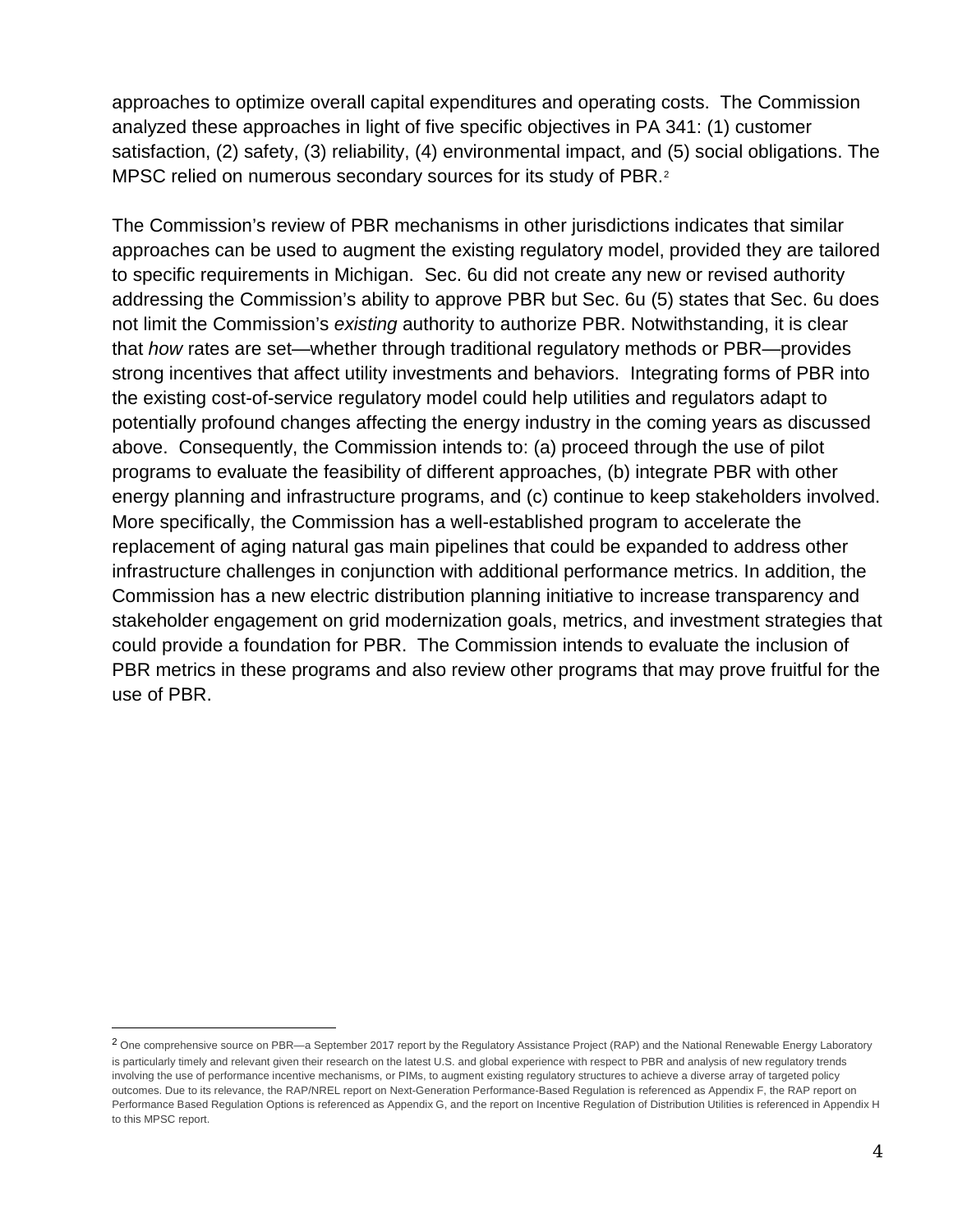approaches to optimize overall capital expenditures and operating costs. The Commission analyzed these approaches in light of five specific objectives in PA 341: (1) customer satisfaction, (2) safety, (3) reliability, (4) environmental impact, and (5) social obligations. The MPSC relied on numerous secondary sources for its study of PBR.[2]

The Commission's review of PBR mechanisms in other jurisdictions indicates that similar approaches can be used to augment the existing regulatory model, provided they are tailored to specific requirements in Michigan. Sec. 6u did not create any new or revised authority addressing the Commission's ability to approve PBR but Sec. 6u (5) states that Sec. 6u does not limit the Commission's *existing* authority to authorize PBR. Notwithstanding, it is clear that *how* rates are set—whether through traditional regulatory methods or PBR—provides strong incentives that affect utility investments and behaviors. Integrating forms of PBR into the existing cost-of-service regulatory model could help utilities and regulators adapt to potentially profound changes affecting the energy industry in the coming years as discussed above. Consequently, the Commission intends to: (a) proceed through the use of pilot programs to evaluate the feasibility of different approaches, (b) integrate PBR with other energy planning and infrastructure programs, and (c) continue to keep stakeholders involved. More specifically, the Commission has a well-established program to accelerate the replacement of aging natural gas main pipelines that could be expanded to address other infrastructure challenges in conjunction with additional performance metrics. In addition, the Commission has a new electric distribution planning initiative to increase transparency and stakeholder engagement on grid modernization goals, metrics, and investment strategies that could provide a foundation for PBR. The Commission intends to evaluate the inclusion of PBR metrics in these programs and also review other programs that may prove fruitful for the use of PBR.

---

[2] One comprehensive source on PBR—a September 2017 report by the Regulatory Assistance Project (RAP) and the National Renewable Energy Laboratory is particularly timely and relevant given their research on the latest U.S. and global experience with respect to PBR and analysis of new regulatory trends involving the use of performance incentive mechanisms, or PIMs, to augment existing regulatory structures to achieve a diverse array of targeted policy outcomes. Due to its relevance, the RAP/NREL report on Next-Generation Performance-Based Regulation is referenced as Appendix F, the RAP report on Performance Based Regulation Options is referenced as Appendix G, and the report on Incentive Regulation of Distribution Utilities is referenced in Appendix H to this MPSC report.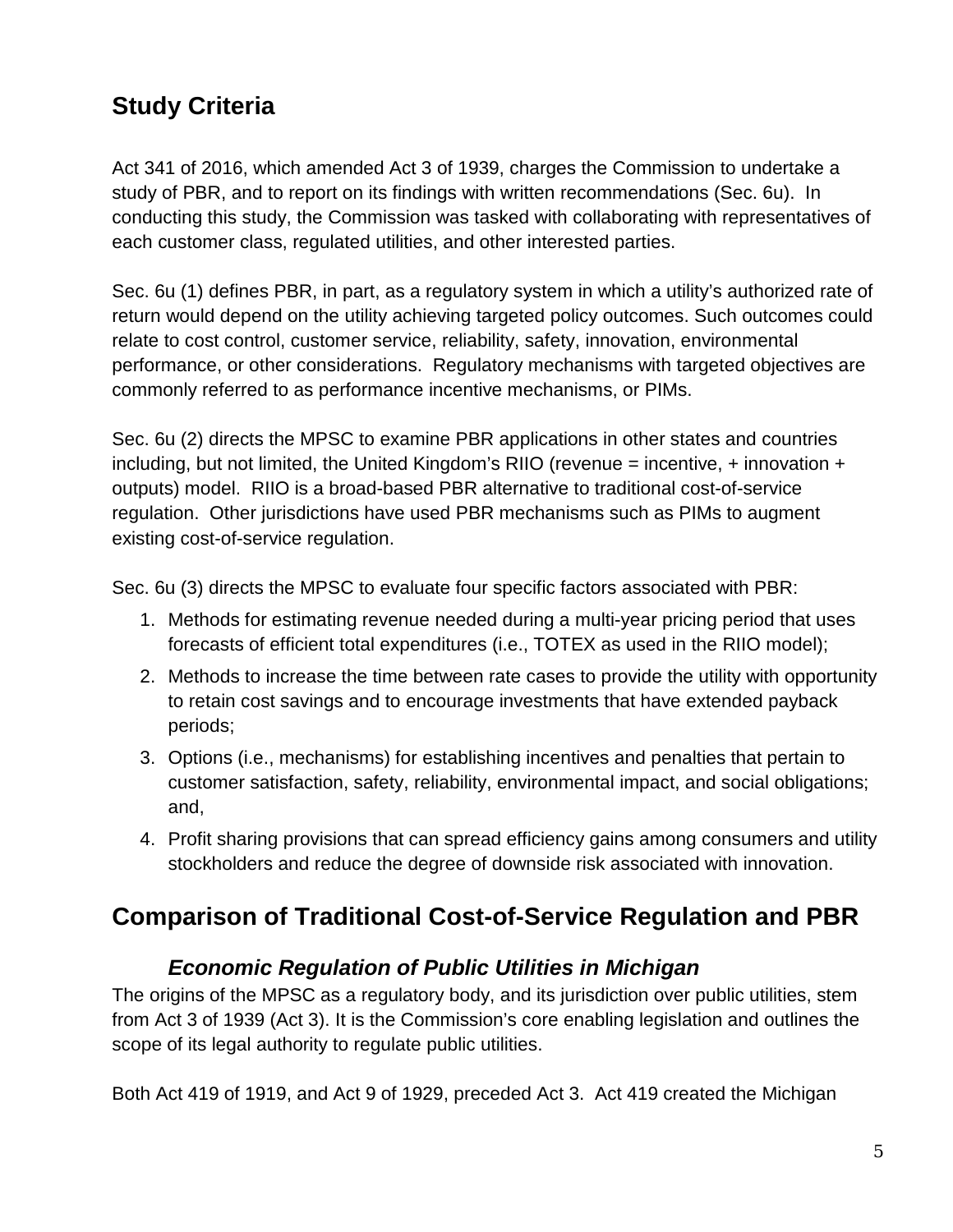## Study Criteria

Act 341 of 2016, which amended Act 3 of 1939, charges the Commission to undertake a study of PBR, and to report on its findings with written recommendations (Sec. 6u). In conducting this study, the Commission was tasked with collaborating with representatives of each customer class, regulated utilities, and other interested parties.

Sec. 6u (1) defines PBR, in part, as a regulatory system in which a utility's authorized rate of return would depend on the utility achieving targeted policy outcomes. Such outcomes could relate to cost control, customer service, reliability, safety, innovation, environmental performance, or other considerations. Regulatory mechanisms with targeted objectives are commonly referred to as performance incentive mechanisms, or PIMs.

Sec. 6u (2) directs the MPSC to examine PBR applications in other states and countries including, but not limited, the United Kingdom's RIIO (revenue = incentive, + innovation + outputs) model. RIIO is a broad-based PBR alternative to traditional cost-of-service regulation. Other jurisdictions have used PBR mechanisms such as PIMs to augment existing cost-of-service regulation.

Sec. 6u (3) directs the MPSC to evaluate four specific factors associated with PBR:

1. Methods for estimating revenue needed during a multi-year pricing period that uses forecasts of efficient total expenditures (i.e., TOTEX as used in the RIIO model);
2. Methods to increase the time between rate cases to provide the utility with opportunity to retain cost savings and to encourage investments that have extended payback periods;
3. Options (i.e., mechanisms) for establishing incentives and penalties that pertain to customer satisfaction, safety, reliability, environmental impact, and social obligations; and,
4. Profit sharing provisions that can spread efficiency gains among consumers and utility stockholders and reduce the degree of downside risk associated with innovation.

## Comparison of Traditional Cost-of-Service Regulation and PBR

### *Economic Regulation of Public Utilities in Michigan*

The origins of the MPSC as a regulatory body, and its jurisdiction over public utilities, stem from Act 3 of 1939 (Act 3). It is the Commission's core enabling legislation and outlines the scope of its legal authority to regulate public utilities.

Both Act 419 of 1919, and Act 9 of 1929, preceded Act 3. Act 419 created the Michigan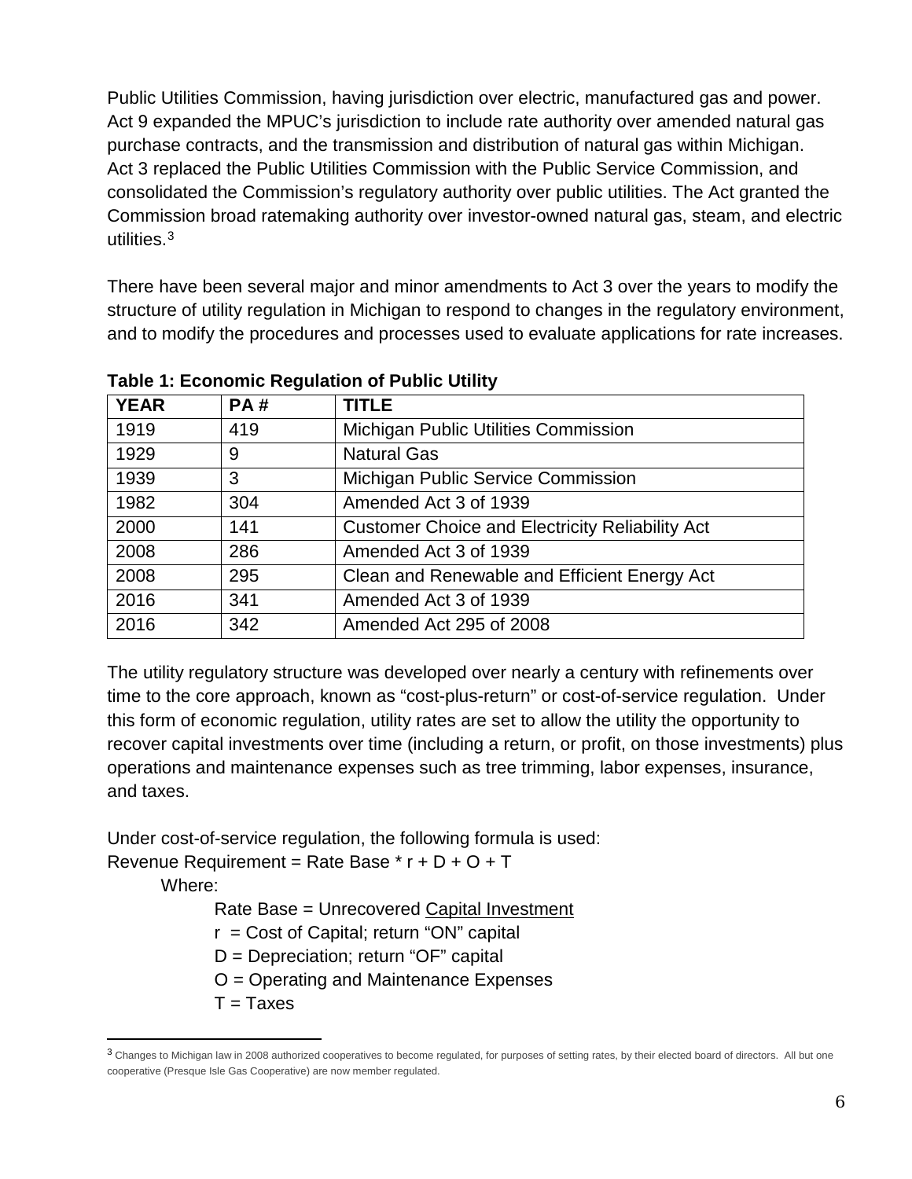Public Utilities Commission, having jurisdiction over electric, manufactured gas and power. Act 9 expanded the MPUC's jurisdiction to include rate authority over amended natural gas purchase contracts, and the transmission and distribution of natural gas within Michigan. Act 3 replaced the Public Utilities Commission with the Public Service Commission, and consolidated the Commission's regulatory authority over public utilities. The Act granted the Commission broad ratemaking authority over investor-owned natural gas, steam, and electric utilities.[3]

There have been several major and minor amendments to Act 3 over the years to modify the structure of utility regulation in Michigan to respond to changes in the regulatory environment, and to modify the procedures and processes used to evaluate applications for rate increases.

**Table 1: Economic Regulation of Public Utility**

| YEAR | PA # | TITLE |
|---|---|---|
| 1919 | 419 | Michigan Public Utilities Commission |
| 1929 | 9 | Natural Gas |
| 1939 | 3 | Michigan Public Service Commission |
| 1982 | 304 | Amended Act 3 of 1939 |
| 2000 | 141 | Customer Choice and Electricity Reliability Act |
| 2008 | 286 | Amended Act 3 of 1939 |
| 2008 | 295 | Clean and Renewable and Efficient Energy Act |
| 2016 | 341 | Amended Act 3 of 1939 |
| 2016 | 342 | Amended Act 295 of 2008 |

The utility regulatory structure was developed over nearly a century with refinements over time to the core approach, known as "cost-plus-return" or cost-of-service regulation. Under this form of economic regulation, utility rates are set to allow the utility the opportunity to recover capital investments over time (including a return, or profit, on those investments) plus operations and maintenance expenses such as tree trimming, labor expenses, insurance, and taxes.

Under cost-of-service regulation, the following formula is used:

Revenue Requirement = Rate Base * r + D + O + T

Where:

- Rate Base = Unrecovered Capital Investment
- r = Cost of Capital; return "ON" capital
- D = Depreciation; return "OF" capital
- O = Operating and Maintenance Expenses
- T = Taxes

[3] Changes to Michigan law in 2008 authorized cooperatives to become regulated, for purposes of setting rates, by their elected board of directors. All but one cooperative (Presque Isle Gas Cooperative) are now member regulated.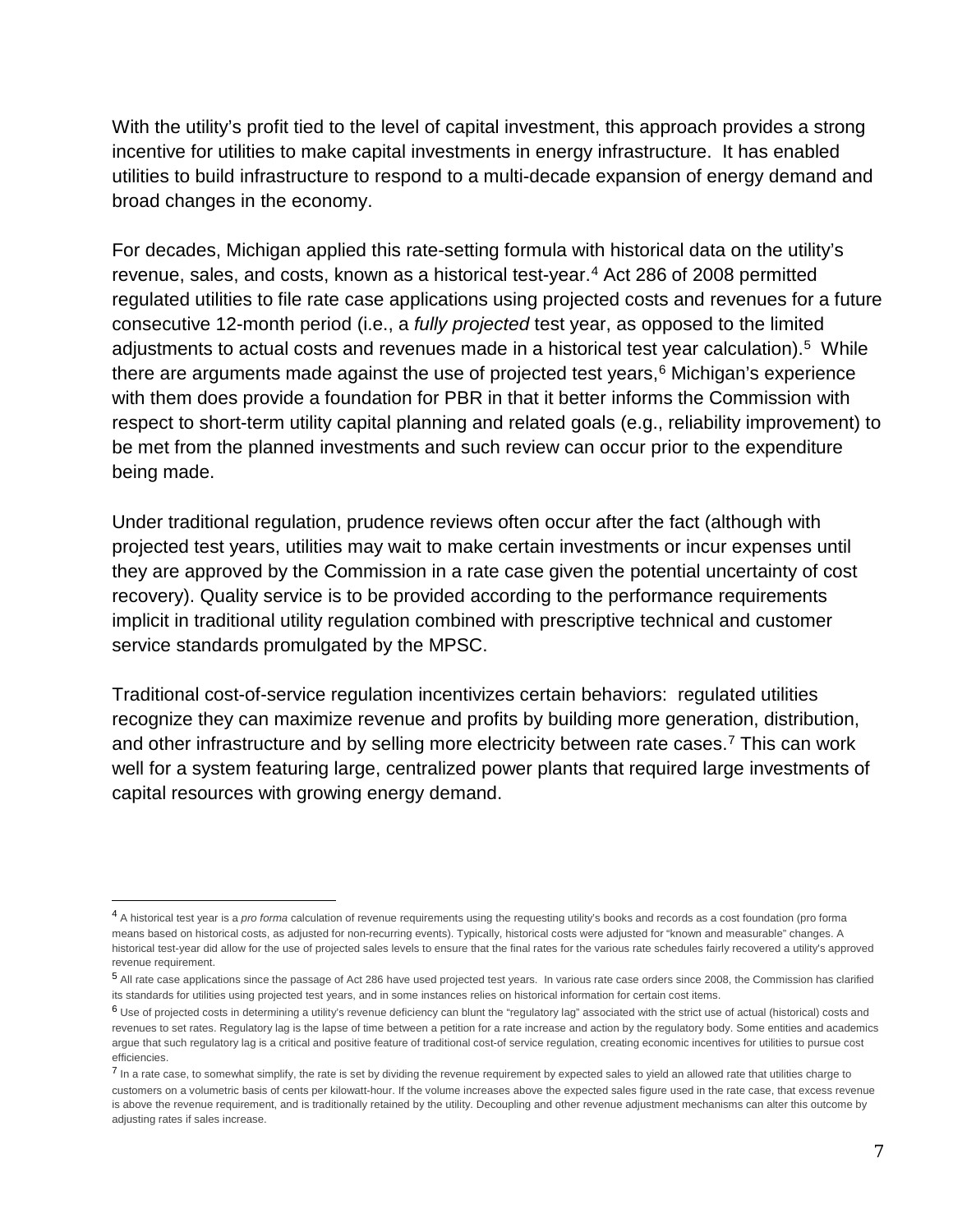With the utility's profit tied to the level of capital investment, this approach provides a strong incentive for utilities to make capital investments in energy infrastructure. It has enabled utilities to build infrastructure to respond to a multi-decade expansion of energy demand and broad changes in the economy.

For decades, Michigan applied this rate-setting formula with historical data on the utility's revenue, sales, and costs, known as a historical test-year.[4] Act 286 of 2008 permitted regulated utilities to file rate case applications using projected costs and revenues for a future consecutive 12-month period (i.e., a *fully projected* test year, as opposed to the limited adjustments to actual costs and revenues made in a historical test year calculation).[5] While there are arguments made against the use of projected test years,[6] Michigan's experience with them does provide a foundation for PBR in that it better informs the Commission with respect to short-term utility capital planning and related goals (e.g., reliability improvement) to be met from the planned investments and such review can occur prior to the expenditure being made.

Under traditional regulation, prudence reviews often occur after the fact (although with projected test years, utilities may wait to make certain investments or incur expenses until they are approved by the Commission in a rate case given the potential uncertainty of cost recovery). Quality service is to be provided according to the performance requirements implicit in traditional utility regulation combined with prescriptive technical and customer service standards promulgated by the MPSC.

Traditional cost-of-service regulation incentivizes certain behaviors: regulated utilities recognize they can maximize revenue and profits by building more generation, distribution, and other infrastructure and by selling more electricity between rate cases.[7] This can work well for a system featuring large, centralized power plants that required large investments of capital resources with growing energy demand.

---

[4] A historical test year is a *pro forma* calculation of revenue requirements using the requesting utility's books and records as a cost foundation (pro forma means based on historical costs, as adjusted for non-recurring events). Typically, historical costs were adjusted for "known and measurable" changes. A historical test-year did allow for the use of projected sales levels to ensure that the final rates for the various rate schedules fairly recovered a utility's approved revenue requirement.

[5] All rate case applications since the passage of Act 286 have used projected test years. In various rate case orders since 2008, the Commission has clarified its standards for utilities using projected test years, and in some instances relies on historical information for certain cost items.

[6] Use of projected costs in determining a utility's revenue deficiency can blunt the "regulatory lag" associated with the strict use of actual (historical) costs and revenues to set rates. Regulatory lag is the lapse of time between a petition for a rate increase and action by the regulatory body. Some entities and academics argue that such regulatory lag is a critical and positive feature of traditional cost-of service regulation, creating economic incentives for utilities to pursue cost efficiencies.

[7] In a rate case, to somewhat simplify, the rate is set by dividing the revenue requirement by expected sales to yield an allowed rate that utilities charge to customers on a volumetric basis of cents per kilowatt-hour. If the volume increases above the expected sales figure used in the rate case, that excess revenue is above the revenue requirement, and is traditionally retained by the utility. Decoupling and other revenue adjustment mechanisms can alter this outcome by adjusting rates if sales increase.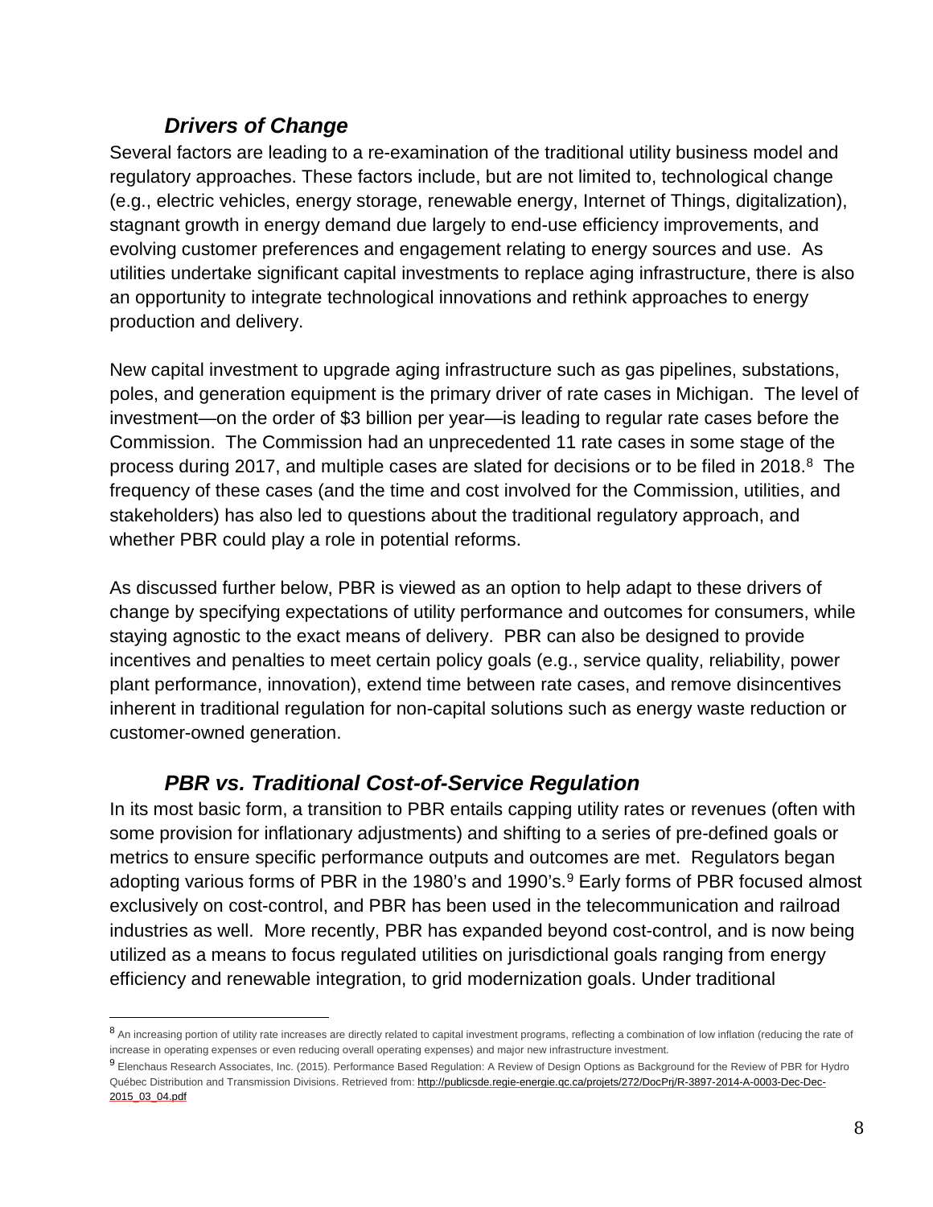### *Drivers of Change*

Several factors are leading to a re-examination of the traditional utility business model and regulatory approaches. These factors include, but are not limited to, technological change (e.g., electric vehicles, energy storage, renewable energy, Internet of Things, digitalization), stagnant growth in energy demand due largely to end-use efficiency improvements, and evolving customer preferences and engagement relating to energy sources and use. As utilities undertake significant capital investments to replace aging infrastructure, there is also an opportunity to integrate technological innovations and rethink approaches to energy production and delivery.

New capital investment to upgrade aging infrastructure such as gas pipelines, substations, poles, and generation equipment is the primary driver of rate cases in Michigan. The level of investment—on the order of $3 billion per year—is leading to regular rate cases before the Commission. The Commission had an unprecedented 11 rate cases in some stage of the process during 2017, and multiple cases are slated for decisions or to be filed in 2018.[8] The frequency of these cases (and the time and cost involved for the Commission, utilities, and stakeholders) has also led to questions about the traditional regulatory approach, and whether PBR could play a role in potential reforms.

As discussed further below, PBR is viewed as an option to help adapt to these drivers of change by specifying expectations of utility performance and outcomes for consumers, while staying agnostic to the exact means of delivery. PBR can also be designed to provide incentives and penalties to meet certain policy goals (e.g., service quality, reliability, power plant performance, innovation), extend time between rate cases, and remove disincentives inherent in traditional regulation for non-capital solutions such as energy waste reduction or customer-owned generation.

### *PBR vs. Traditional Cost-of-Service Regulation*

In its most basic form, a transition to PBR entails capping utility rates or revenues (often with some provision for inflationary adjustments) and shifting to a series of pre-defined goals or metrics to ensure specific performance outputs and outcomes are met. Regulators began adopting various forms of PBR in the 1980's and 1990's.[9] Early forms of PBR focused almost exclusively on cost-control, and PBR has been used in the telecommunication and railroad industries as well. More recently, PBR has expanded beyond cost-control, and is now being utilized as a means to focus regulated utilities on jurisdictional goals ranging from energy efficiency and renewable integration, to grid modernization goals. Under traditional

---

[8] An increasing portion of utility rate increases are directly related to capital investment programs, reflecting a combination of low inflation (reducing the rate of increase in operating expenses or even reducing overall operating expenses) and major new infrastructure investment.

[9] Elenchaus Research Associates, Inc. (2015). Performance Based Regulation: A Review of Design Options as Background for the Review of PBR for Hydro Québec Distribution and Transmission Divisions. Retrieved from: http://publicsde.regie-energie.qc.ca/projets/272/DocPrj/R-3897-2014-A-0003-Dec-Dec-2015_03_04.pdf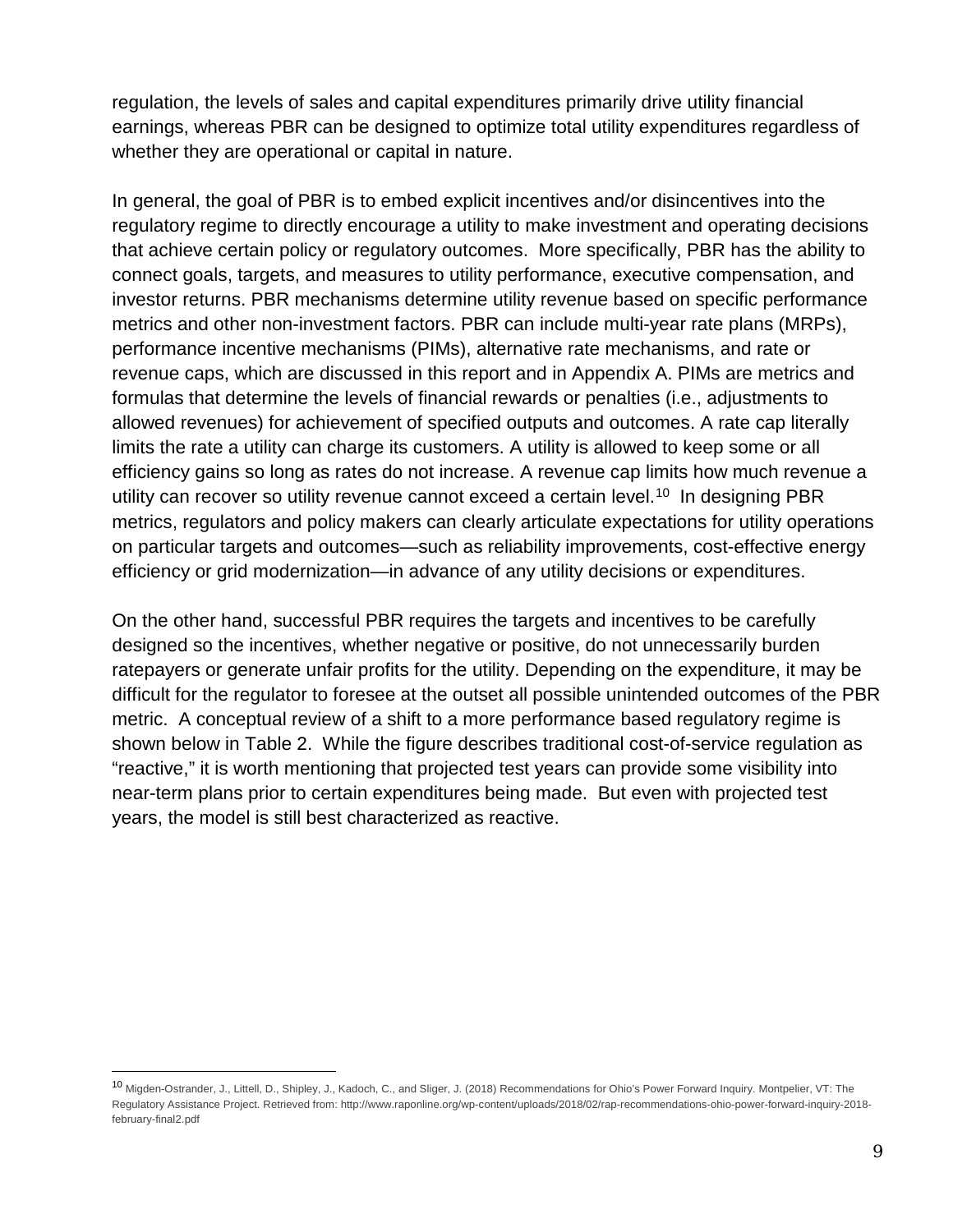regulation, the levels of sales and capital expenditures primarily drive utility financial earnings, whereas PBR can be designed to optimize total utility expenditures regardless of whether they are operational or capital in nature.

In general, the goal of PBR is to embed explicit incentives and/or disincentives into the regulatory regime to directly encourage a utility to make investment and operating decisions that achieve certain policy or regulatory outcomes. More specifically, PBR has the ability to connect goals, targets, and measures to utility performance, executive compensation, and investor returns. PBR mechanisms determine utility revenue based on specific performance metrics and other non-investment factors. PBR can include multi-year rate plans (MRPs), performance incentive mechanisms (PIMs), alternative rate mechanisms, and rate or revenue caps, which are discussed in this report and in Appendix A. PIMs are metrics and formulas that determine the levels of financial rewards or penalties (i.e., adjustments to allowed revenues) for achievement of specified outputs and outcomes. A rate cap literally limits the rate a utility can charge its customers. A utility is allowed to keep some or all efficiency gains so long as rates do not increase. A revenue cap limits how much revenue a utility can recover so utility revenue cannot exceed a certain level.[10] In designing PBR metrics, regulators and policy makers can clearly articulate expectations for utility operations on particular targets and outcomes—such as reliability improvements, cost-effective energy efficiency or grid modernization—in advance of any utility decisions or expenditures.

On the other hand, successful PBR requires the targets and incentives to be carefully designed so the incentives, whether negative or positive, do not unnecessarily burden ratepayers or generate unfair profits for the utility. Depending on the expenditure, it may be difficult for the regulator to foresee at the outset all possible unintended outcomes of the PBR metric. A conceptual review of a shift to a more performance based regulatory regime is shown below in Table 2. While the figure describes traditional cost-of-service regulation as "reactive," it is worth mentioning that projected test years can provide some visibility into near-term plans prior to certain expenditures being made. But even with projected test years, the model is still best characterized as reactive.

[10] Migden-Ostrander, J., Littell, D., Shipley, J., Kadoch, C., and Sliger, J. (2018) Recommendations for Ohio's Power Forward Inquiry. Montpelier, VT: The Regulatory Assistance Project. Retrieved from: http://www.raponline.org/wp-content/uploads/2018/02/rap-recommendations-ohio-power-forward-inquiry-2018-february-final2.pdf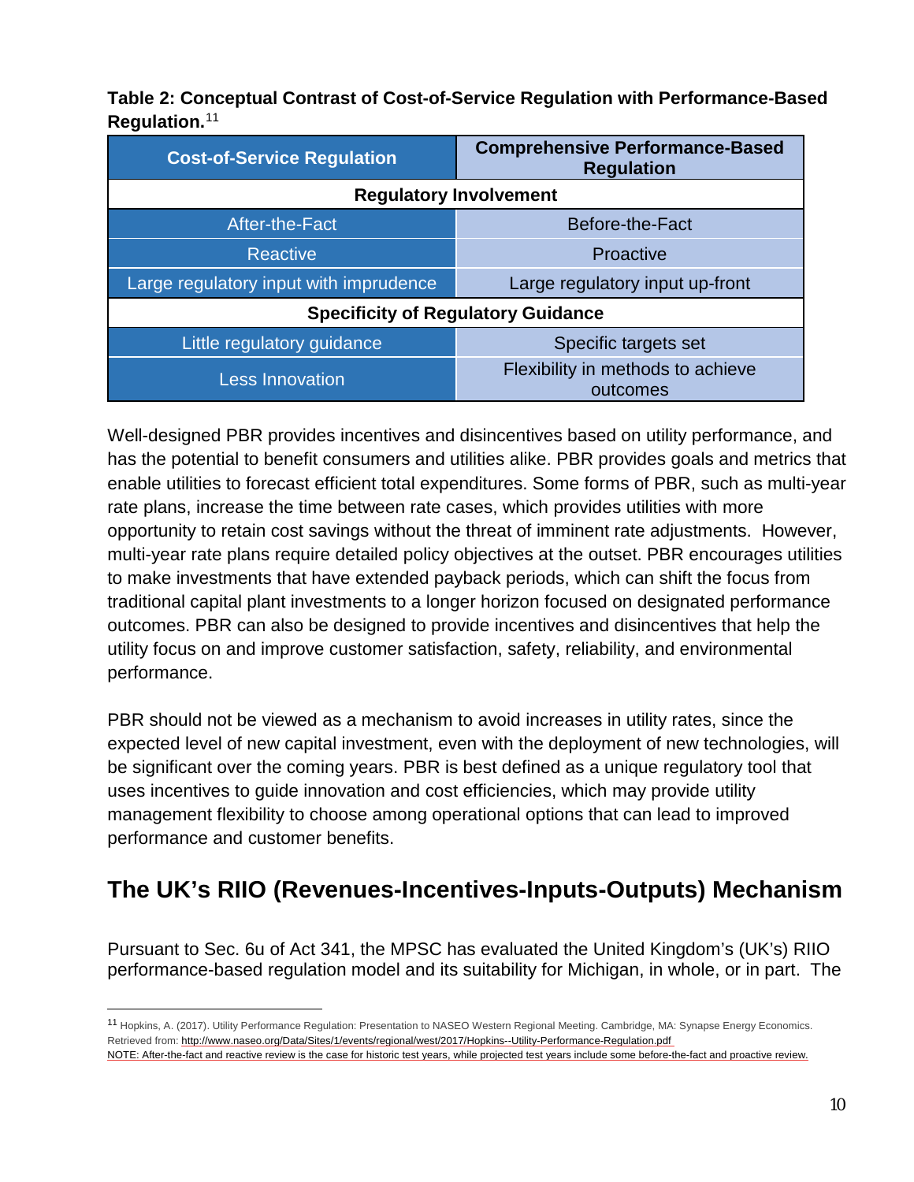**Table 2: Conceptual Contrast of Cost-of-Service Regulation with Performance-Based Regulation.**[11]

| Cost-of-Service Regulation | Comprehensive Performance-Based Regulation |
|---|---|
| **Regulatory Involvement** | |
| After-the-Fact | Before-the-Fact |
| Reactive | Proactive |
| Large regulatory input with imprudence | Large regulatory input up-front |
| **Specificity of Regulatory Guidance** | |
| Little regulatory guidance | Specific targets set |
| Less Innovation | Flexibility in methods to achieve outcomes |

Well-designed PBR provides incentives and disincentives based on utility performance, and has the potential to benefit consumers and utilities alike. PBR provides goals and metrics that enable utilities to forecast efficient total expenditures. Some forms of PBR, such as multi-year rate plans, increase the time between rate cases, which provides utilities with more opportunity to retain cost savings without the threat of imminent rate adjustments. However, multi-year rate plans require detailed policy objectives at the outset. PBR encourages utilities to make investments that have extended payback periods, which can shift the focus from traditional capital plant investments to a longer horizon focused on designated performance outcomes. PBR can also be designed to provide incentives and disincentives that help the utility focus on and improve customer satisfaction, safety, reliability, and environmental performance.

PBR should not be viewed as a mechanism to avoid increases in utility rates, since the expected level of new capital investment, even with the deployment of new technologies, will be significant over the coming years. PBR is best defined as a unique regulatory tool that uses incentives to guide innovation and cost efficiencies, which may provide utility management flexibility to choose among operational options that can lead to improved performance and customer benefits.

## The UK's RIIO (Revenues-Incentives-Inputs-Outputs) Mechanism

Pursuant to Sec. 6u of Act 341, the MPSC has evaluated the United Kingdom's (UK's) RIIO performance-based regulation model and its suitability for Michigan, in whole, or in part. The

---

[11] Hopkins, A. (2017). Utility Performance Regulation: Presentation to NASEO Western Regional Meeting. Cambridge, MA: Synapse Energy Economics. Retrieved from: http://www.naseo.org/Data/Sites/1/events/regional/west/2017/Hopkins--Utility-Performance-Regulation.pdf
NOTE: After-the-fact and reactive review is the case for historic test years, while projected test years include some before-the-fact and proactive review.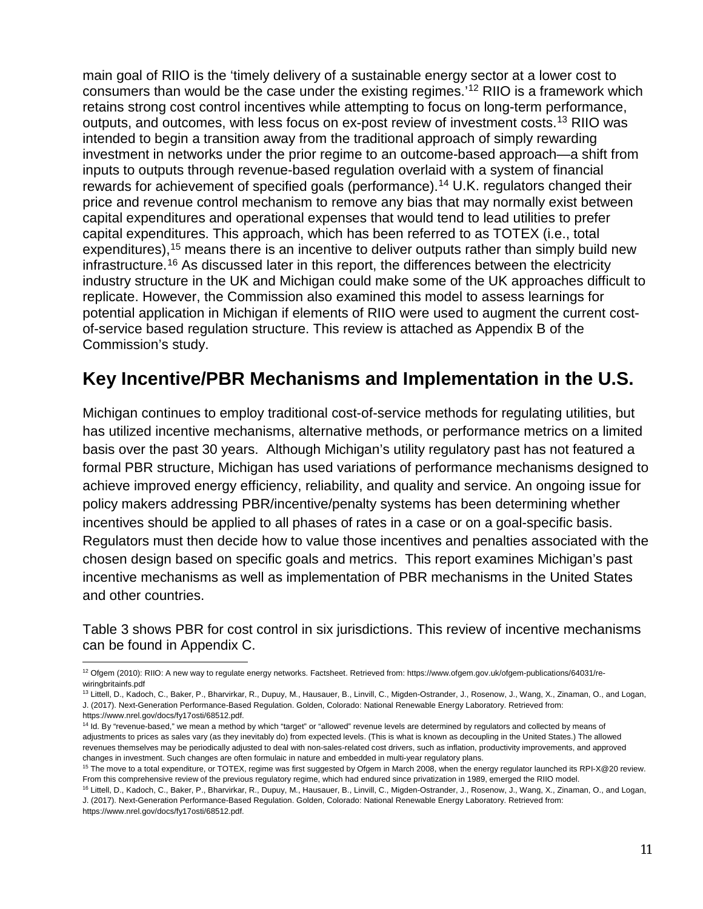main goal of RIIO is the 'timely delivery of a sustainable energy sector at a lower cost to consumers than would be the case under the existing regimes.'[12] RIIO is a framework which retains strong cost control incentives while attempting to focus on long-term performance, outputs, and outcomes, with less focus on ex-post review of investment costs.[13] RIIO was intended to begin a transition away from the traditional approach of simply rewarding investment in networks under the prior regime to an outcome-based approach—a shift from inputs to outputs through revenue-based regulation overlaid with a system of financial rewards for achievement of specified goals (performance).[14] U.K. regulators changed their price and revenue control mechanism to remove any bias that may normally exist between capital expenditures and operational expenses that would tend to lead utilities to prefer capital expenditures. This approach, which has been referred to as TOTEX (i.e., total expenditures),[15] means there is an incentive to deliver outputs rather than simply build new infrastructure.[16] As discussed later in this report, the differences between the electricity industry structure in the UK and Michigan could make some of the UK approaches difficult to replicate. However, the Commission also examined this model to assess learnings for potential application in Michigan if elements of RIIO were used to augment the current cost-of-service based regulation structure. This review is attached as Appendix B of the Commission's study.

## Key Incentive/PBR Mechanisms and Implementation in the U.S.

Michigan continues to employ traditional cost-of-service methods for regulating utilities, but has utilized incentive mechanisms, alternative methods, or performance metrics on a limited basis over the past 30 years. Although Michigan's utility regulatory past has not featured a formal PBR structure, Michigan has used variations of performance mechanisms designed to achieve improved energy efficiency, reliability, and quality and service. An ongoing issue for policy makers addressing PBR/incentive/penalty systems has been determining whether incentives should be applied to all phases of rates in a case or on a goal-specific basis. Regulators must then decide how to value those incentives and penalties associated with the chosen design based on specific goals and metrics. This report examines Michigan's past incentive mechanisms as well as implementation of PBR mechanisms in the United States and other countries.

Table 3 shows PBR for cost control in six jurisdictions. This review of incentive mechanisms can be found in Appendix C.

---

[12] Ofgem (2010): RIIO: A new way to regulate energy networks. Factsheet. Retrieved from: https://www.ofgem.gov.uk/ofgem-publications/64031/re-wiringbritainfs.pdf

[13] Littell, D., Kadoch, C., Baker, P., Bharvirkar, R., Dupuy, M., Hausauer, B., Linvill, C., Migden-Ostrander, J., Rosenow, J., Wang, X., Zinaman, O., and Logan, J. (2017). Next-Generation Performance-Based Regulation. Golden, Colorado: National Renewable Energy Laboratory. Retrieved from: https://www.nrel.gov/docs/fy17osti/68512.pdf.

[14] Id. By "revenue-based," we mean a method by which "target" or "allowed" revenue levels are determined by regulators and collected by means of adjustments to prices as sales vary (as they inevitably do) from expected levels. (This is what is known as decoupling in the United States.) The allowed revenues themselves may be periodically adjusted to deal with non-sales-related cost drivers, such as inflation, productivity improvements, and approved changes in investment. Such changes are often formulaic in nature and embedded in multi-year regulatory plans.

[15] The move to a total expenditure, or TOTEX, regime was first suggested by Ofgem in March 2008, when the energy regulator launched its RPI-X@20 review. From this comprehensive review of the previous regulatory regime, which had endured since privatization in 1989, emerged the RIIO model.

[16] Littell, D., Kadoch, C., Baker, P., Bharvirkar, R., Dupuy, M., Hausauer, B., Linvill, C., Migden-Ostrander, J., Rosenow, J., Wang, X., Zinaman, O., and Logan, J. (2017). Next-Generation Performance-Based Regulation. Golden, Colorado: National Renewable Energy Laboratory. Retrieved from: https://www.nrel.gov/docs/fy17osti/68512.pdf.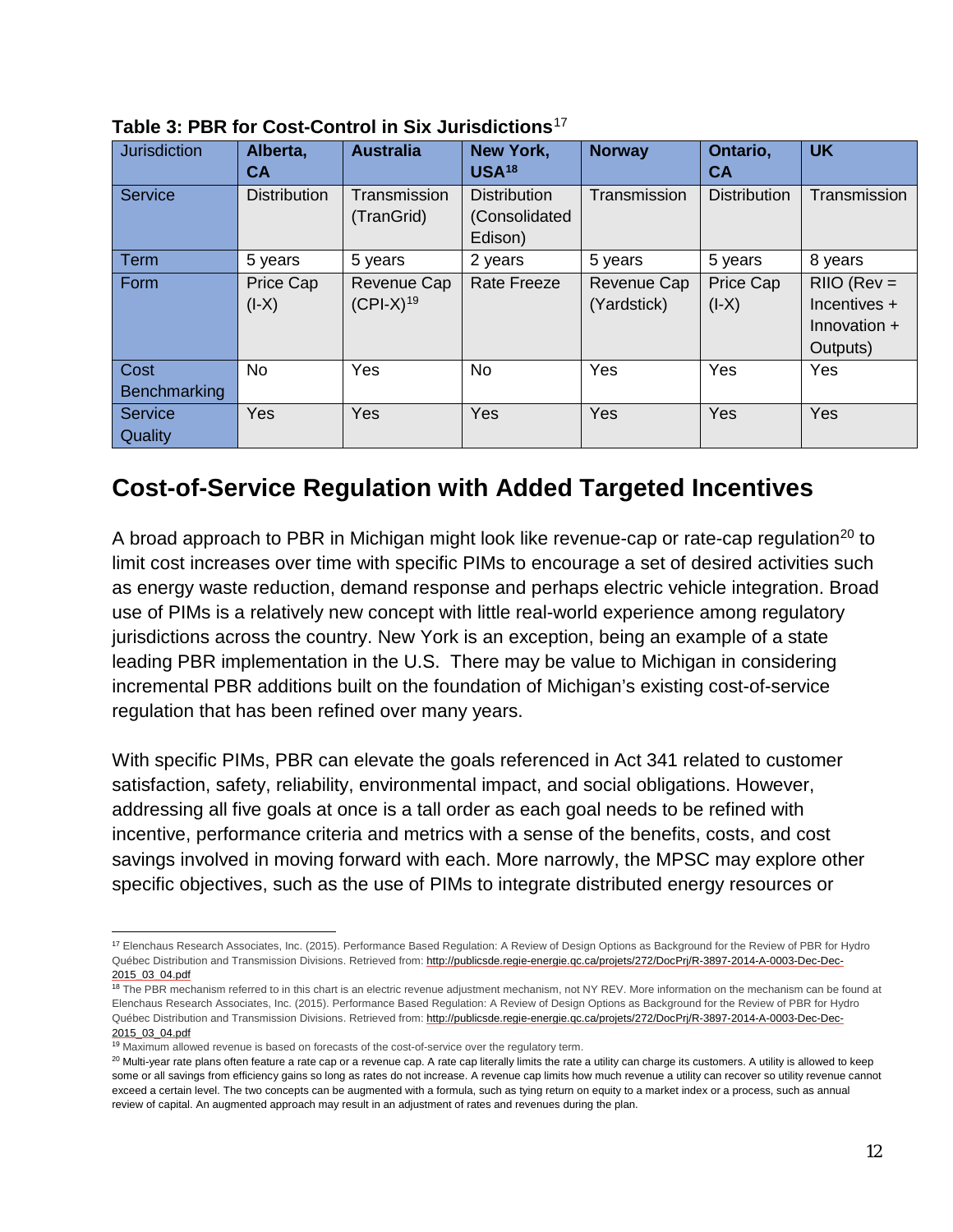**Table 3: PBR for Cost-Control in Six Jurisdictions**[17]

| Jurisdiction | Alberta, CA | Australia | New York, USA[18] | Norway | Ontario, CA | UK |
|---|---|---|---|---|---|---|
| Service | Distribution | Transmission (TranGrid) | Distribution (Consolidated Edison) | Transmission | Distribution | Transmission |
| Term | 5 years | 5 years | 2 years | 5 years | 5 years | 8 years |
| Form | Price Cap (I-X) | Revenue Cap (CPI-X)[19] | Rate Freeze | Revenue Cap (Yardstick) | Price Cap (I-X) | RIIO (Rev = Incentives + Innovation + Outputs) |
| Cost Benchmarking | No | Yes | No | Yes | Yes | Yes |
| Service Quality | Yes | Yes | Yes | Yes | Yes | Yes |

## Cost-of-Service Regulation with Added Targeted Incentives

A broad approach to PBR in Michigan might look like revenue-cap or rate-cap regulation[20] to limit cost increases over time with specific PIMs to encourage a set of desired activities such as energy waste reduction, demand response and perhaps electric vehicle integration. Broad use of PIMs is a relatively new concept with little real-world experience among regulatory jurisdictions across the country. New York is an exception, being an example of a state leading PBR implementation in the U.S. There may be value to Michigan in considering incremental PBR additions built on the foundation of Michigan's existing cost-of-service regulation that has been refined over many years.

With specific PIMs, PBR can elevate the goals referenced in Act 341 related to customer satisfaction, safety, reliability, environmental impact, and social obligations. However, addressing all five goals at once is a tall order as each goal needs to be refined with incentive, performance criteria and metrics with a sense of the benefits, costs, and cost savings involved in moving forward with each. More narrowly, the MPSC may explore other specific objectives, such as the use of PIMs to integrate distributed energy resources or

---

[17] Elenchaus Research Associates, Inc. (2015). Performance Based Regulation: A Review of Design Options as Background for the Review of PBR for Hydro Québec Distribution and Transmission Divisions. Retrieved from: http://publicsde.regie-energie.qc.ca/projets/272/DocPrj/R-3897-2014-A-0003-Dec-Dec-2015_03_04.pdf

[18] The PBR mechanism referred to in this chart is an electric revenue adjustment mechanism, not NY REV. More information on the mechanism can be found at Elenchaus Research Associates, Inc. (2015). Performance Based Regulation: A Review of Design Options as Background for the Review of PBR for Hydro Québec Distribution and Transmission Divisions. Retrieved from: http://publicsde.regie-energie.qc.ca/projets/272/DocPrj/R-3897-2014-A-0003-Dec-Dec-2015_03_04.pdf

[19] Maximum allowed revenue is based on forecasts of the cost-of-service over the regulatory term.

[20] Multi-year rate plans often feature a rate cap or a revenue cap. A rate cap literally limits the rate a utility can charge its customers. A utility is allowed to keep some or all savings from efficiency gains so long as rates do not increase. A revenue cap limits how much revenue a utility can recover so utility revenue cannot exceed a certain level. The two concepts can be augmented with a formula, such as tying return on equity to a market index or a process, such as annual review of capital. An augmented approach may result in an adjustment of rates and revenues during the plan.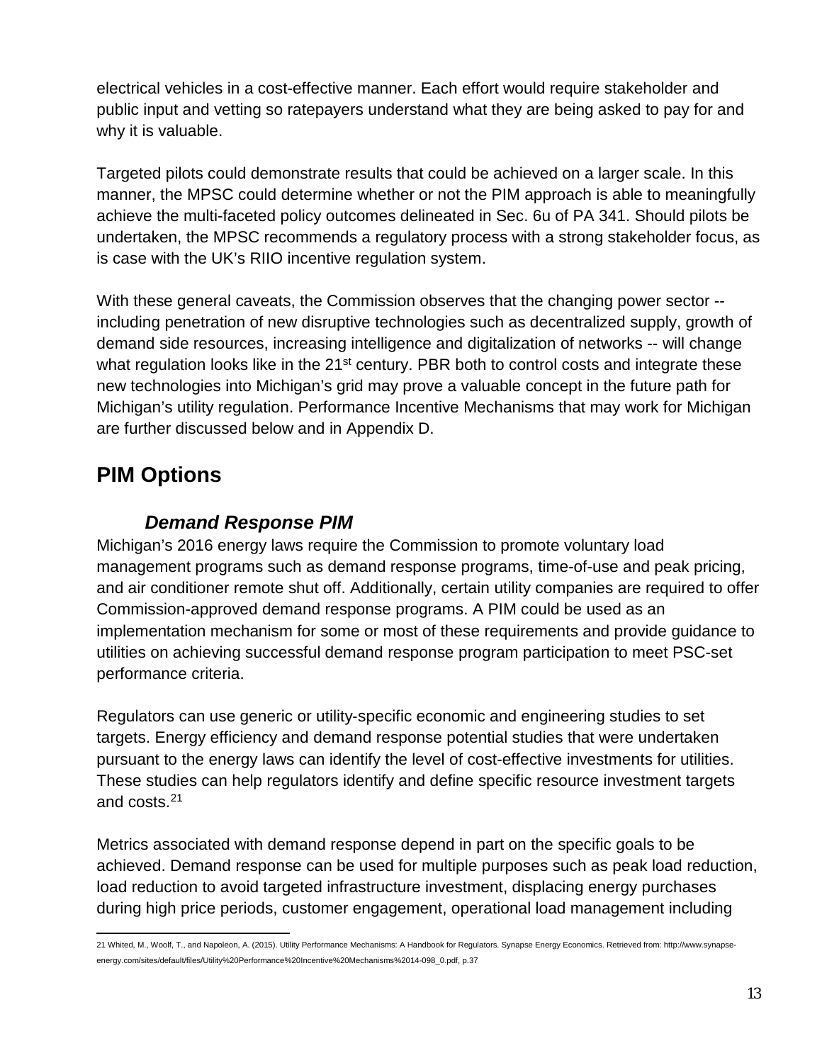electrical vehicles in a cost-effective manner. Each effort would require stakeholder and public input and vetting so ratepayers understand what they are being asked to pay for and why it is valuable.

Targeted pilots could demonstrate results that could be achieved on a larger scale. In this manner, the MPSC could determine whether or not the PIM approach is able to meaningfully achieve the multi-faceted policy outcomes delineated in Sec. 6u of PA 341. Should pilots be undertaken, the MPSC recommends a regulatory process with a strong stakeholder focus, as is case with the UK's RIIO incentive regulation system.

With these general caveats, the Commission observes that the changing power sector -- including penetration of new disruptive technologies such as decentralized supply, growth of demand side resources, increasing intelligence and digitalization of networks -- will change what regulation looks like in the 21st century. PBR both to control costs and integrate these new technologies into Michigan's grid may prove a valuable concept in the future path for Michigan's utility regulation. Performance Incentive Mechanisms that may work for Michigan are further discussed below and in Appendix D.

## PIM Options

### *Demand Response PIM*

Michigan's 2016 energy laws require the Commission to promote voluntary load management programs such as demand response programs, time-of-use and peak pricing, and air conditioner remote shut off. Additionally, certain utility companies are required to offer Commission-approved demand response programs. A PIM could be used as an implementation mechanism for some or most of these requirements and provide guidance to utilities on achieving successful demand response program participation to meet PSC-set performance criteria.

Regulators can use generic or utility-specific economic and engineering studies to set targets. Energy efficiency and demand response potential studies that were undertaken pursuant to the energy laws can identify the level of cost-effective investments for utilities. These studies can help regulators identify and define specific resource investment targets and costs.[21]

Metrics associated with demand response depend in part on the specific goals to be achieved. Demand response can be used for multiple purposes such as peak load reduction, load reduction to avoid targeted infrastructure investment, displacing energy purchases during high price periods, customer engagement, operational load management including

21 Whited, M., Woolf, T., and Napoleon, A. (2015). Utility Performance Mechanisms: A Handbook for Regulators. Synapse Energy Economics. Retrieved from: http://www.synapse-energy.com/sites/default/files/Utility%20Performance%20Incentive%20Mechanisms%2014-098_0.pdf, p.37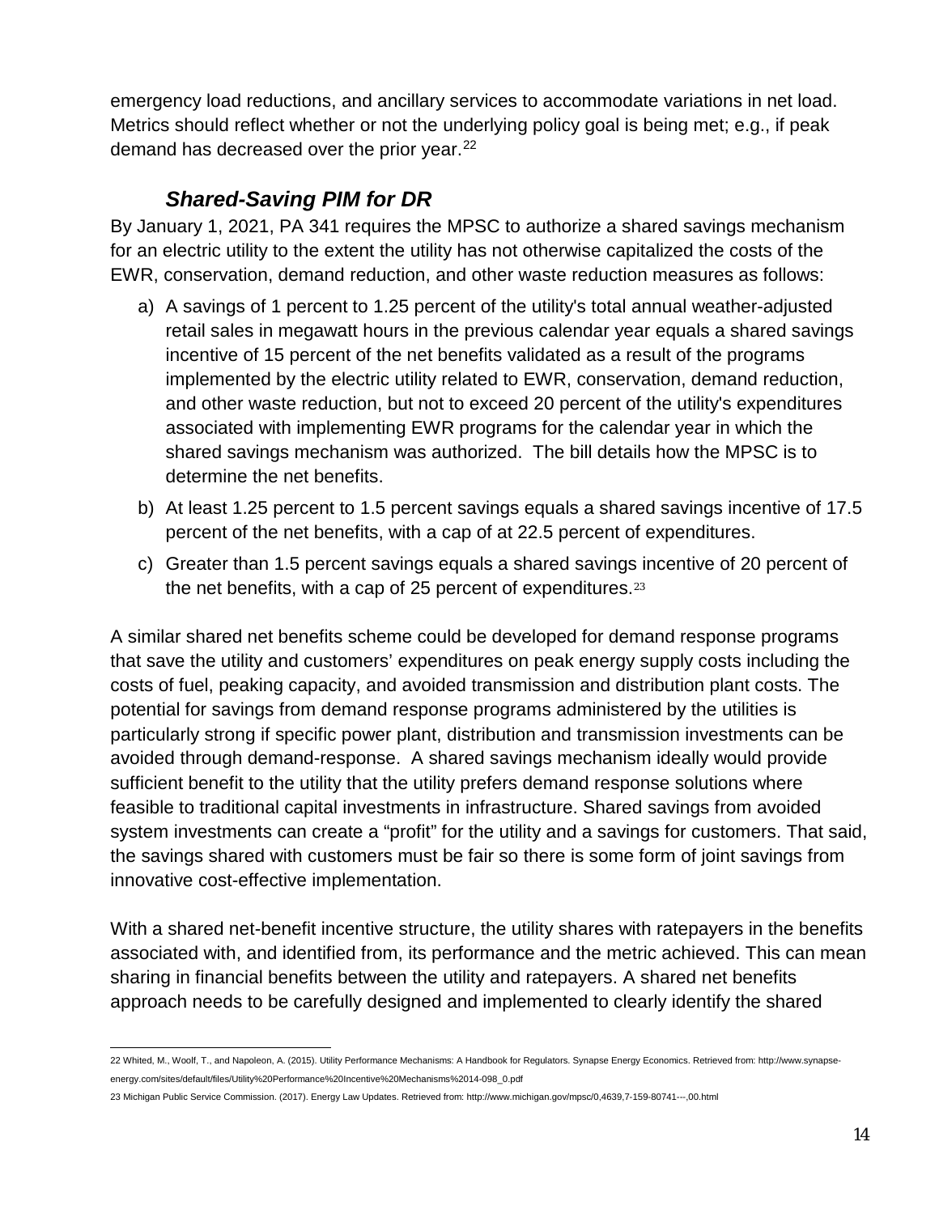emergency load reductions, and ancillary services to accommodate variations in net load. Metrics should reflect whether or not the underlying policy goal is being met; e.g., if peak demand has decreased over the prior year.[22]

### *Shared-Saving PIM for DR*

By January 1, 2021, PA 341 requires the MPSC to authorize a shared savings mechanism for an electric utility to the extent the utility has not otherwise capitalized the costs of the EWR, conservation, demand reduction, and other waste reduction measures as follows:

a) A savings of 1 percent to 1.25 percent of the utility's total annual weather-adjusted retail sales in megawatt hours in the previous calendar year equals a shared savings incentive of 15 percent of the net benefits validated as a result of the programs implemented by the electric utility related to EWR, conservation, demand reduction, and other waste reduction, but not to exceed 20 percent of the utility's expenditures associated with implementing EWR programs for the calendar year in which the shared savings mechanism was authorized. The bill details how the MPSC is to determine the net benefits.

b) At least 1.25 percent to 1.5 percent savings equals a shared savings incentive of 17.5 percent of the net benefits, with a cap of at 22.5 percent of expenditures.

c) Greater than 1.5 percent savings equals a shared savings incentive of 20 percent of the net benefits, with a cap of 25 percent of expenditures.[23]

A similar shared net benefits scheme could be developed for demand response programs that save the utility and customers' expenditures on peak energy supply costs including the costs of fuel, peaking capacity, and avoided transmission and distribution plant costs. The potential for savings from demand response programs administered by the utilities is particularly strong if specific power plant, distribution and transmission investments can be avoided through demand-response. A shared savings mechanism ideally would provide sufficient benefit to the utility that the utility prefers demand response solutions where feasible to traditional capital investments in infrastructure. Shared savings from avoided system investments can create a "profit" for the utility and a savings for customers. That said, the savings shared with customers must be fair so there is some form of joint savings from innovative cost-effective implementation.

With a shared net-benefit incentive structure, the utility shares with ratepayers in the benefits associated with, and identified from, its performance and the metric achieved. This can mean sharing in financial benefits between the utility and ratepayers. A shared net benefits approach needs to be carefully designed and implemented to clearly identify the shared

---

22 Whited, M., Woolf, T., and Napoleon, A. (2015). Utility Performance Mechanisms: A Handbook for Regulators. Synapse Energy Economics. Retrieved from: http://www.synapse-energy.com/sites/default/files/Utility%20Performance%20Incentive%20Mechanisms%2014-098_0.pdf

23 Michigan Public Service Commission. (2017). Energy Law Updates. Retrieved from: http://www.michigan.gov/mpsc/0,4639,7-159-80741---,00.html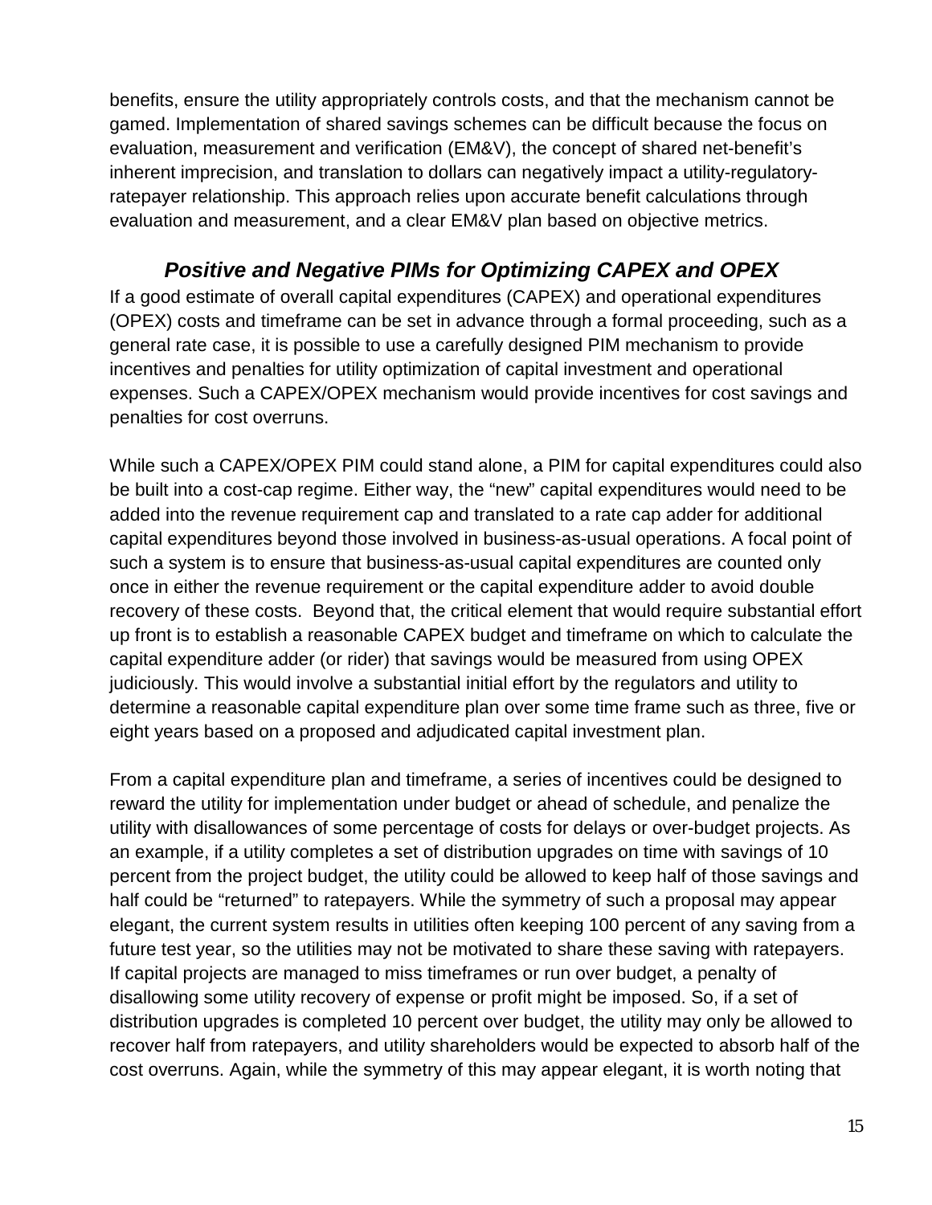benefits, ensure the utility appropriately controls costs, and that the mechanism cannot be gamed. Implementation of shared savings schemes can be difficult because the focus on evaluation, measurement and verification (EM&V), the concept of shared net-benefit's inherent imprecision, and translation to dollars can negatively impact a utility-regulatory-ratepayer relationship. This approach relies upon accurate benefit calculations through evaluation and measurement, and a clear EM&V plan based on objective metrics.

### *Positive and Negative PIMs for Optimizing CAPEX and OPEX*

If a good estimate of overall capital expenditures (CAPEX) and operational expenditures (OPEX) costs and timeframe can be set in advance through a formal proceeding, such as a general rate case, it is possible to use a carefully designed PIM mechanism to provide incentives and penalties for utility optimization of capital investment and operational expenses. Such a CAPEX/OPEX mechanism would provide incentives for cost savings and penalties for cost overruns.

While such a CAPEX/OPEX PIM could stand alone, a PIM for capital expenditures could also be built into a cost-cap regime. Either way, the "new" capital expenditures would need to be added into the revenue requirement cap and translated to a rate cap adder for additional capital expenditures beyond those involved in business-as-usual operations. A focal point of such a system is to ensure that business-as-usual capital expenditures are counted only once in either the revenue requirement or the capital expenditure adder to avoid double recovery of these costs. Beyond that, the critical element that would require substantial effort up front is to establish a reasonable CAPEX budget and timeframe on which to calculate the capital expenditure adder (or rider) that savings would be measured from using OPEX judiciously. This would involve a substantial initial effort by the regulators and utility to determine a reasonable capital expenditure plan over some time frame such as three, five or eight years based on a proposed and adjudicated capital investment plan.

From a capital expenditure plan and timeframe, a series of incentives could be designed to reward the utility for implementation under budget or ahead of schedule, and penalize the utility with disallowances of some percentage of costs for delays or over-budget projects. As an example, if a utility completes a set of distribution upgrades on time with savings of 10 percent from the project budget, the utility could be allowed to keep half of those savings and half could be "returned" to ratepayers. While the symmetry of such a proposal may appear elegant, the current system results in utilities often keeping 100 percent of any saving from a future test year, so the utilities may not be motivated to share these saving with ratepayers. If capital projects are managed to miss timeframes or run over budget, a penalty of disallowing some utility recovery of expense or profit might be imposed. So, if a set of distribution upgrades is completed 10 percent over budget, the utility may only be allowed to recover half from ratepayers, and utility shareholders would be expected to absorb half of the cost overruns. Again, while the symmetry of this may appear elegant, it is worth noting that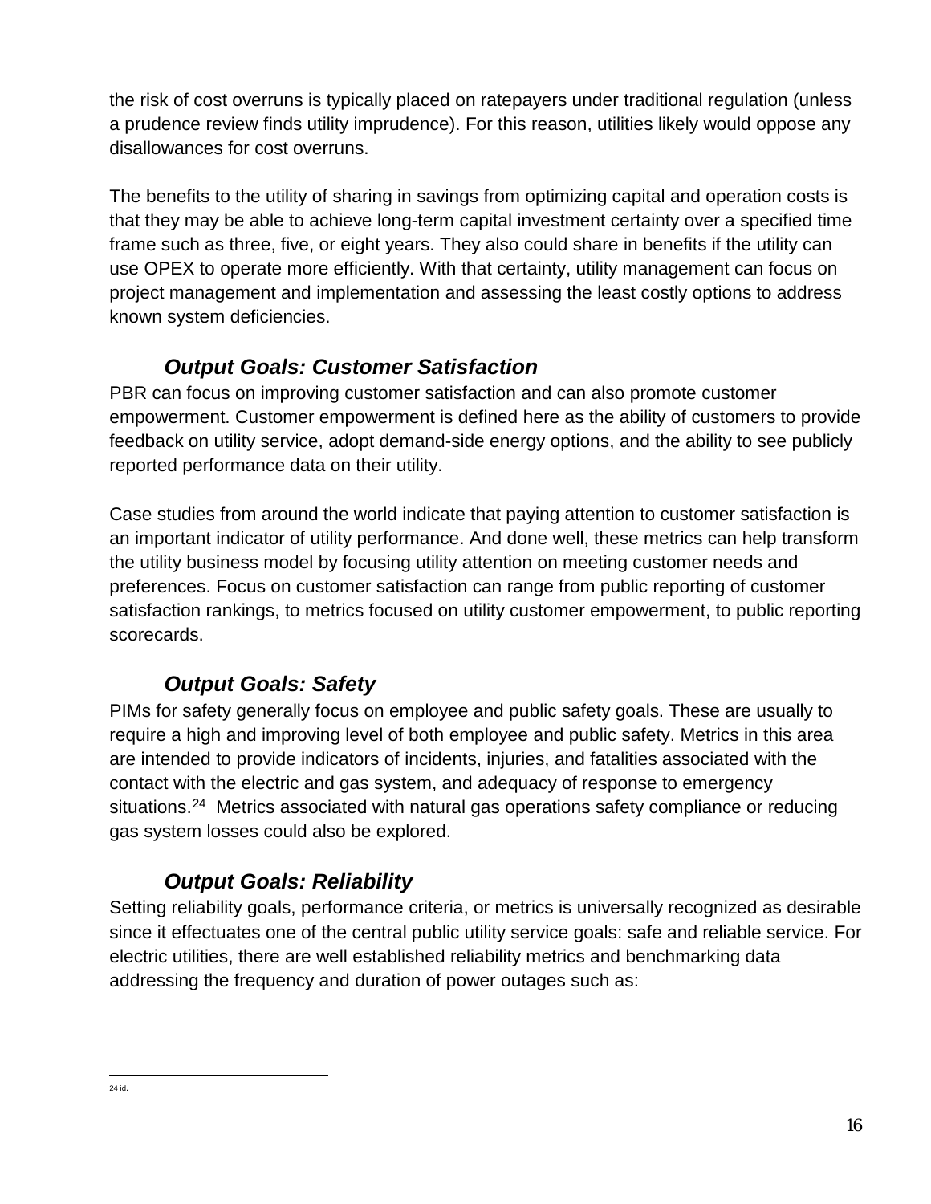the risk of cost overruns is typically placed on ratepayers under traditional regulation (unless a prudence review finds utility imprudence). For this reason, utilities likely would oppose any disallowances for cost overruns.

The benefits to the utility of sharing in savings from optimizing capital and operation costs is that they may be able to achieve long-term capital investment certainty over a specified time frame such as three, five, or eight years. They also could share in benefits if the utility can use OPEX to operate more efficiently. With that certainty, utility management can focus on project management and implementation and assessing the least costly options to address known system deficiencies.

### *Output Goals: Customer Satisfaction*

PBR can focus on improving customer satisfaction and can also promote customer empowerment. Customer empowerment is defined here as the ability of customers to provide feedback on utility service, adopt demand-side energy options, and the ability to see publicly reported performance data on their utility.

Case studies from around the world indicate that paying attention to customer satisfaction is an important indicator of utility performance. And done well, these metrics can help transform the utility business model by focusing utility attention on meeting customer needs and preferences. Focus on customer satisfaction can range from public reporting of customer satisfaction rankings, to metrics focused on utility customer empowerment, to public reporting scorecards.

### *Output Goals: Safety*

PIMs for safety generally focus on employee and public safety goals. These are usually to require a high and improving level of both employee and public safety. Metrics in this area are intended to provide indicators of incidents, injuries, and fatalities associated with the contact with the electric and gas system, and adequacy of response to emergency situations.[24] Metrics associated with natural gas operations safety compliance or reducing gas system losses could also be explored.

### *Output Goals: Reliability*

Setting reliability goals, performance criteria, or metrics is universally recognized as desirable since it effectuates one of the central public utility service goals: safe and reliable service. For electric utilities, there are well established reliability metrics and benchmarking data addressing the frequency and duration of power outages such as:

---

24 id.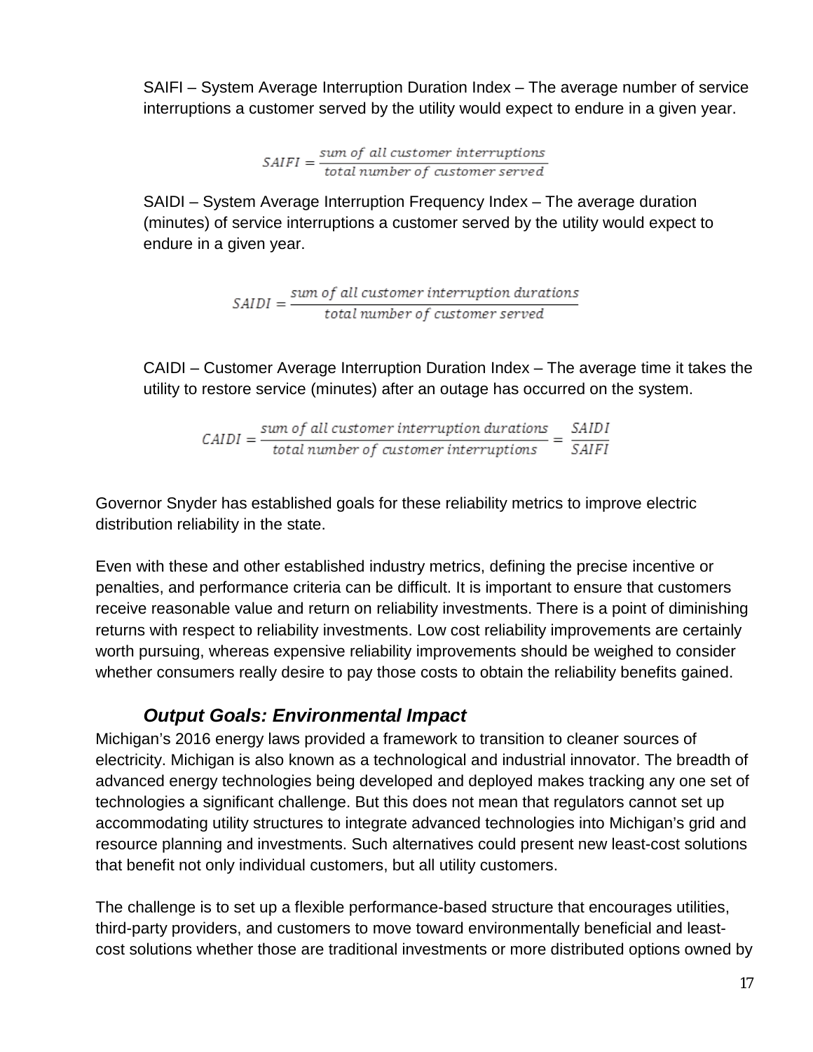SAIFI – System Average Interruption Duration Index – The average number of service interruptions a customer served by the utility would expect to endure in a given year.

$$SAIFI = \frac{sum\ of\ all\ customer\ interruptions}{total\ number\ of\ customer\ served}$$

SAIDI – System Average Interruption Frequency Index – The average duration (minutes) of service interruptions a customer served by the utility would expect to endure in a given year.

$$SAIDI = \frac{sum\ of\ all\ customer\ interruption\ durations}{total\ number\ of\ customer\ served}$$

CAIDI – Customer Average Interruption Duration Index – The average time it takes the utility to restore service (minutes) after an outage has occurred on the system.

$$CAIDI = \frac{sum\ of\ all\ customer\ interruption\ durations}{total\ number\ of\ customer\ interruptions} = \frac{SAIDI}{SAIFI}$$

Governor Snyder has established goals for these reliability metrics to improve electric distribution reliability in the state.

Even with these and other established industry metrics, defining the precise incentive or penalties, and performance criteria can be difficult. It is important to ensure that customers receive reasonable value and return on reliability investments. There is a point of diminishing returns with respect to reliability investments. Low cost reliability improvements are certainly worth pursuing, whereas expensive reliability improvements should be weighed to consider whether consumers really desire to pay those costs to obtain the reliability benefits gained.

### *Output Goals: Environmental Impact*

Michigan's 2016 energy laws provided a framework to transition to cleaner sources of electricity. Michigan is also known as a technological and industrial innovator. The breadth of advanced energy technologies being developed and deployed makes tracking any one set of technologies a significant challenge. But this does not mean that regulators cannot set up accommodating utility structures to integrate advanced technologies into Michigan's grid and resource planning and investments. Such alternatives could present new least-cost solutions that benefit not only individual customers, but all utility customers.

The challenge is to set up a flexible performance-based structure that encourages utilities, third-party providers, and customers to move toward environmentally beneficial and least-cost solutions whether those are traditional investments or more distributed options owned by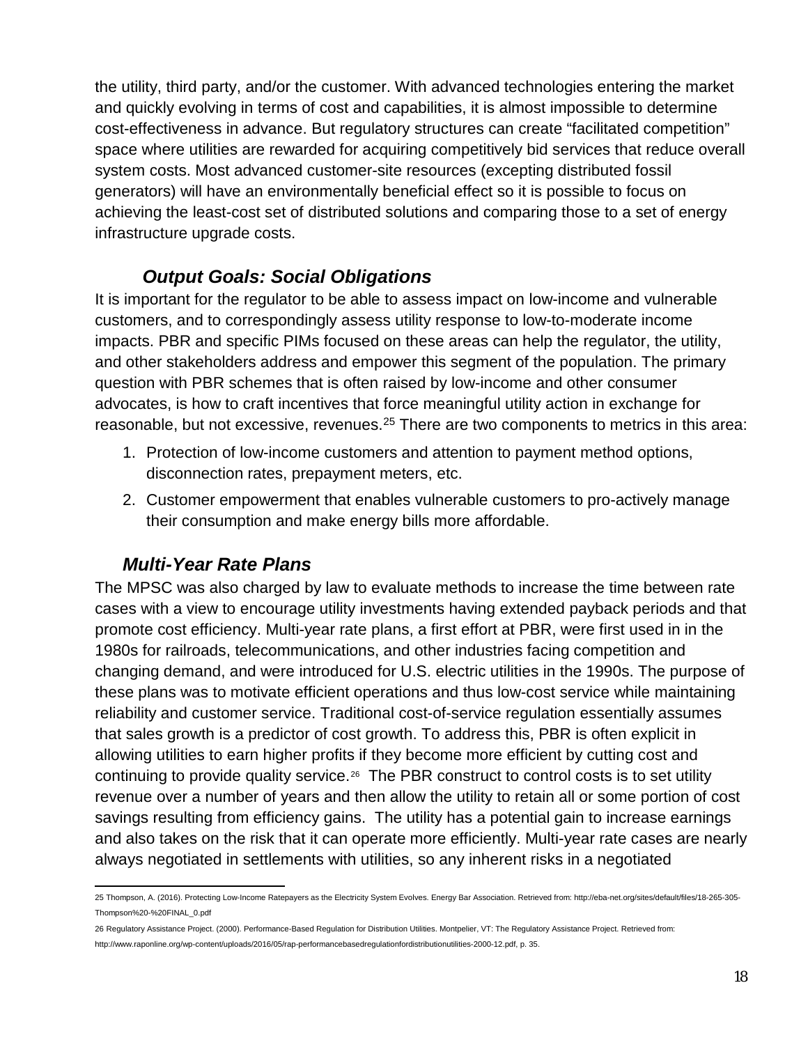the utility, third party, and/or the customer. With advanced technologies entering the market and quickly evolving in terms of cost and capabilities, it is almost impossible to determine cost-effectiveness in advance. But regulatory structures can create "facilitated competition" space where utilities are rewarded for acquiring competitively bid services that reduce overall system costs. Most advanced customer-site resources (excepting distributed fossil generators) will have an environmentally beneficial effect so it is possible to focus on achieving the least-cost set of distributed solutions and comparing those to a set of energy infrastructure upgrade costs.

### *Output Goals: Social Obligations*

It is important for the regulator to be able to assess impact on low-income and vulnerable customers, and to correspondingly assess utility response to low-to-moderate income impacts. PBR and specific PIMs focused on these areas can help the regulator, the utility, and other stakeholders address and empower this segment of the population. The primary question with PBR schemes that is often raised by low-income and other consumer advocates, is how to craft incentives that force meaningful utility action in exchange for reasonable, but not excessive, revenues.[25] There are two components to metrics in this area:

1. Protection of low-income customers and attention to payment method options, disconnection rates, prepayment meters, etc.
2. Customer empowerment that enables vulnerable customers to pro-actively manage their consumption and make energy bills more affordable.

### *Multi-Year Rate Plans*

The MPSC was also charged by law to evaluate methods to increase the time between rate cases with a view to encourage utility investments having extended payback periods and that promote cost efficiency. Multi-year rate plans, a first effort at PBR, were first used in in the 1980s for railroads, telecommunications, and other industries facing competition and changing demand, and were introduced for U.S. electric utilities in the 1990s. The purpose of these plans was to motivate efficient operations and thus low-cost service while maintaining reliability and customer service. Traditional cost-of-service regulation essentially assumes that sales growth is a predictor of cost growth. To address this, PBR is often explicit in allowing utilities to earn higher profits if they become more efficient by cutting cost and continuing to provide quality service.[26] The PBR construct to control costs is to set utility revenue over a number of years and then allow the utility to retain all or some portion of cost savings resulting from efficiency gains. The utility has a potential gain to increase earnings and also takes on the risk that it can operate more efficiently. Multi-year rate cases are nearly always negotiated in settlements with utilities, so any inherent risks in a negotiated

---

25 Thompson, A. (2016). Protecting Low-Income Ratepayers as the Electricity System Evolves. Energy Bar Association. Retrieved from: http://eba-net.org/sites/default/files/18-265-305-Thompson%20-%20FINAL_0.pdf

26 Regulatory Assistance Project. (2000). Performance-Based Regulation for Distribution Utilities. Montpelier, VT: The Regulatory Assistance Project. Retrieved from: http://www.raponline.org/wp-content/uploads/2016/05/rap-performancebasedregulationfordistributionutilities-2000-12.pdf, p. 35.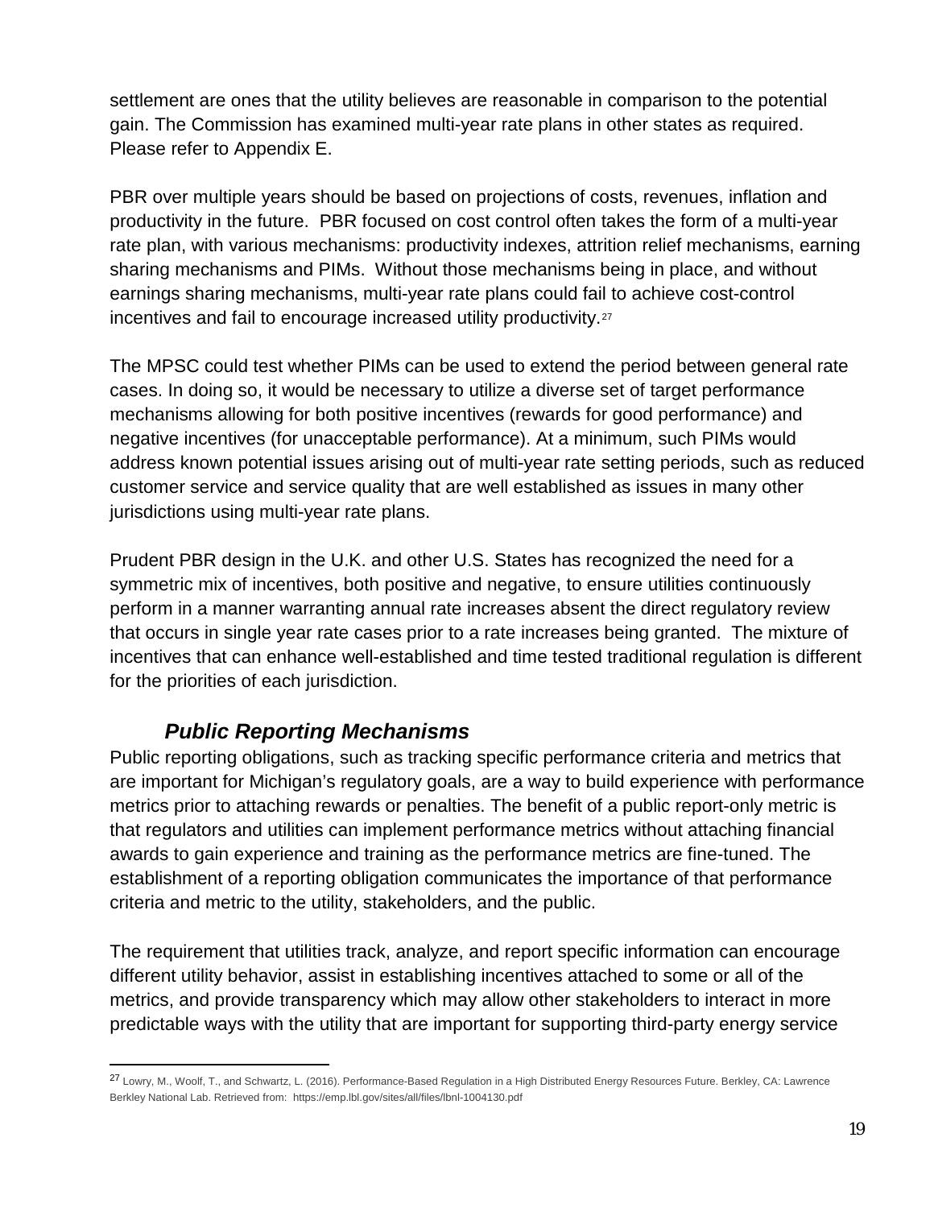settlement are ones that the utility believes are reasonable in comparison to the potential gain. The Commission has examined multi-year rate plans in other states as required. Please refer to Appendix E.

PBR over multiple years should be based on projections of costs, revenues, inflation and productivity in the future. PBR focused on cost control often takes the form of a multi-year rate plan, with various mechanisms: productivity indexes, attrition relief mechanisms, earning sharing mechanisms and PIMs. Without those mechanisms being in place, and without earnings sharing mechanisms, multi-year rate plans could fail to achieve cost-control incentives and fail to encourage increased utility productivity.[27]

The MPSC could test whether PIMs can be used to extend the period between general rate cases. In doing so, it would be necessary to utilize a diverse set of target performance mechanisms allowing for both positive incentives (rewards for good performance) and negative incentives (for unacceptable performance). At a minimum, such PIMs would address known potential issues arising out of multi-year rate setting periods, such as reduced customer service and service quality that are well established as issues in many other jurisdictions using multi-year rate plans.

Prudent PBR design in the U.K. and other U.S. States has recognized the need for a symmetric mix of incentives, both positive and negative, to ensure utilities continuously perform in a manner warranting annual rate increases absent the direct regulatory review that occurs in single year rate cases prior to a rate increases being granted. The mixture of incentives that can enhance well-established and time tested traditional regulation is different for the priorities of each jurisdiction.

### ***Public Reporting Mechanisms***

Public reporting obligations, such as tracking specific performance criteria and metrics that are important for Michigan's regulatory goals, are a way to build experience with performance metrics prior to attaching rewards or penalties. The benefit of a public report-only metric is that regulators and utilities can implement performance metrics without attaching financial awards to gain experience and training as the performance metrics are fine-tuned. The establishment of a reporting obligation communicates the importance of that performance criteria and metric to the utility, stakeholders, and the public.

The requirement that utilities track, analyze, and report specific information can encourage different utility behavior, assist in establishing incentives attached to some or all of the metrics, and provide transparency which may allow other stakeholders to interact in more predictable ways with the utility that are important for supporting third-party energy service

---

[27] Lowry, M., Woolf, T., and Schwartz, L. (2016). Performance-Based Regulation in a High Distributed Energy Resources Future. Berkley, CA: Lawrence Berkley National Lab. Retrieved from: https://emp.lbl.gov/sites/all/files/lbnl-1004130.pdf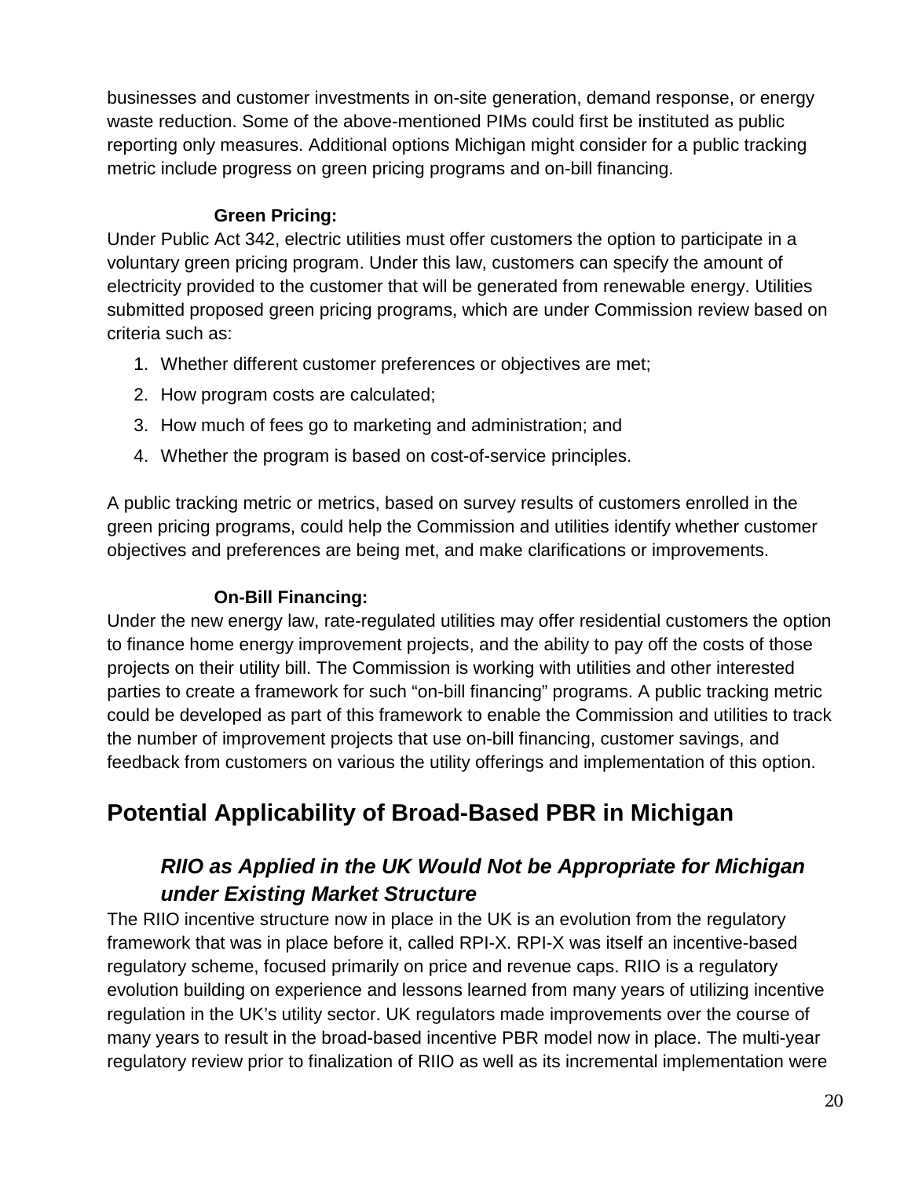businesses and customer investments in on-site generation, demand response, or energy waste reduction. Some of the above-mentioned PIMs could first be instituted as public reporting only measures. Additional options Michigan might consider for a public tracking metric include progress on green pricing programs and on-bill financing.

**Green Pricing:**

Under Public Act 342, electric utilities must offer customers the option to participate in a voluntary green pricing program. Under this law, customers can specify the amount of electricity provided to the customer that will be generated from renewable energy. Utilities submitted proposed green pricing programs, which are under Commission review based on criteria such as:

1. Whether different customer preferences or objectives are met;
2. How program costs are calculated;
3. How much of fees go to marketing and administration; and
4. Whether the program is based on cost-of-service principles.

A public tracking metric or metrics, based on survey results of customers enrolled in the green pricing programs, could help the Commission and utilities identify whether customer objectives and preferences are being met, and make clarifications or improvements.

**On-Bill Financing:**

Under the new energy law, rate-regulated utilities may offer residential customers the option to finance home energy improvement projects, and the ability to pay off the costs of those projects on their utility bill. The Commission is working with utilities and other interested parties to create a framework for such “on-bill financing” programs. A public tracking metric could be developed as part of this framework to enable the Commission and utilities to track the number of improvement projects that use on-bill financing, customer savings, and feedback from customers on various the utility offerings and implementation of this option.

## Potential Applicability of Broad-Based PBR in Michigan

### *RIIO as Applied in the UK Would Not be Appropriate for Michigan under Existing Market Structure*

The RIIO incentive structure now in place in the UK is an evolution from the regulatory framework that was in place before it, called RPI-X. RPI-X was itself an incentive-based regulatory scheme, focused primarily on price and revenue caps. RIIO is a regulatory evolution building on experience and lessons learned from many years of utilizing incentive regulation in the UK’s utility sector. UK regulators made improvements over the course of many years to result in the broad-based incentive PBR model now in place. The multi-year regulatory review prior to finalization of RIIO as well as its incremental implementation were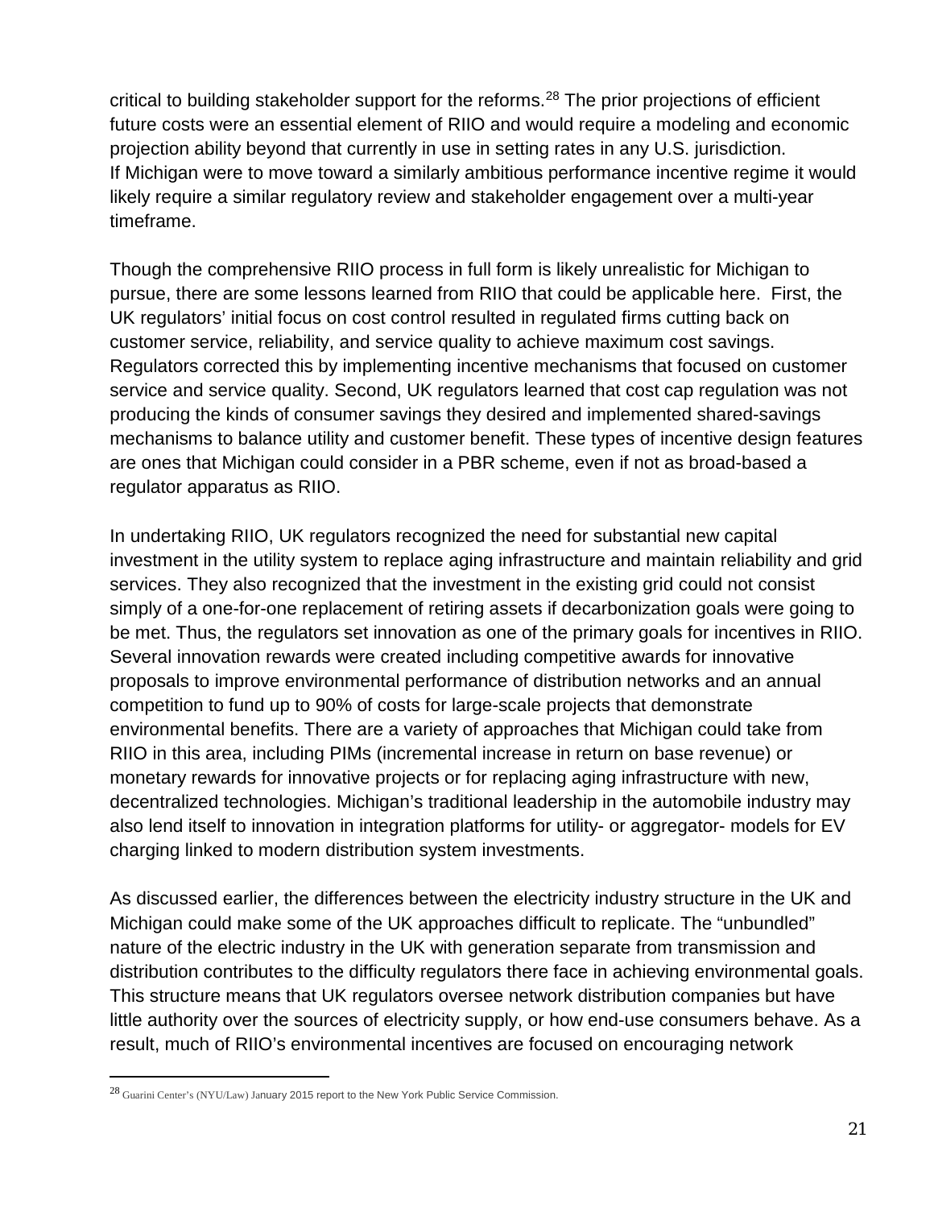critical to building stakeholder support for the reforms.[28] The prior projections of efficient future costs were an essential element of RIIO and would require a modeling and economic projection ability beyond that currently in use in setting rates in any U.S. jurisdiction. If Michigan were to move toward a similarly ambitious performance incentive regime it would likely require a similar regulatory review and stakeholder engagement over a multi-year timeframe.

Though the comprehensive RIIO process in full form is likely unrealistic for Michigan to pursue, there are some lessons learned from RIIO that could be applicable here. First, the UK regulators' initial focus on cost control resulted in regulated firms cutting back on customer service, reliability, and service quality to achieve maximum cost savings. Regulators corrected this by implementing incentive mechanisms that focused on customer service and service quality. Second, UK regulators learned that cost cap regulation was not producing the kinds of consumer savings they desired and implemented shared-savings mechanisms to balance utility and customer benefit. These types of incentive design features are ones that Michigan could consider in a PBR scheme, even if not as broad-based a regulator apparatus as RIIO.

In undertaking RIIO, UK regulators recognized the need for substantial new capital investment in the utility system to replace aging infrastructure and maintain reliability and grid services. They also recognized that the investment in the existing grid could not consist simply of a one-for-one replacement of retiring assets if decarbonization goals were going to be met. Thus, the regulators set innovation as one of the primary goals for incentives in RIIO. Several innovation rewards were created including competitive awards for innovative proposals to improve environmental performance of distribution networks and an annual competition to fund up to 90% of costs for large-scale projects that demonstrate environmental benefits. There are a variety of approaches that Michigan could take from RIIO in this area, including PIMs (incremental increase in return on base revenue) or monetary rewards for innovative projects or for replacing aging infrastructure with new, decentralized technologies. Michigan's traditional leadership in the automobile industry may also lend itself to innovation in integration platforms for utility- or aggregator- models for EV charging linked to modern distribution system investments.

As discussed earlier, the differences between the electricity industry structure in the UK and Michigan could make some of the UK approaches difficult to replicate. The "unbundled" nature of the electric industry in the UK with generation separate from transmission and distribution contributes to the difficulty regulators there face in achieving environmental goals. This structure means that UK regulators oversee network distribution companies but have little authority over the sources of electricity supply, or how end-use consumers behave. As a result, much of RIIO's environmental incentives are focused on encouraging network

---

[28] Guarini Center's (NYU/Law) January 2015 report to the New York Public Service Commission.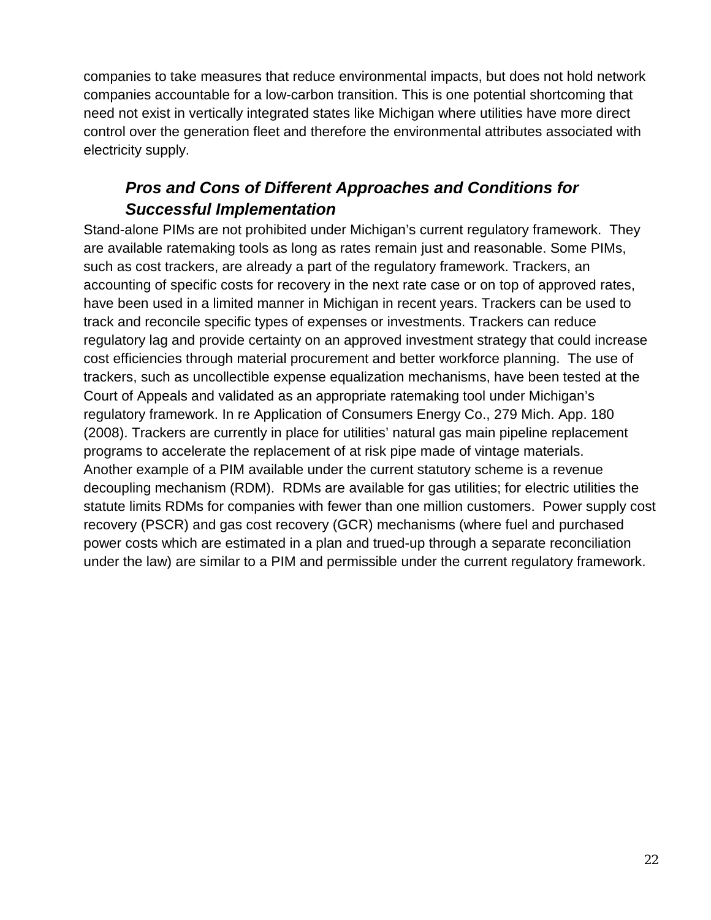companies to take measures that reduce environmental impacts, but does not hold network companies accountable for a low-carbon transition. This is one potential shortcoming that need not exist in vertically integrated states like Michigan where utilities have more direct control over the generation fleet and therefore the environmental attributes associated with electricity supply.

### *Pros and Cons of Different Approaches and Conditions for Successful Implementation*

Stand-alone PIMs are not prohibited under Michigan's current regulatory framework. They are available ratemaking tools as long as rates remain just and reasonable. Some PIMs, such as cost trackers, are already a part of the regulatory framework. Trackers, an accounting of specific costs for recovery in the next rate case or on top of approved rates, have been used in a limited manner in Michigan in recent years. Trackers can be used to track and reconcile specific types of expenses or investments. Trackers can reduce regulatory lag and provide certainty on an approved investment strategy that could increase cost efficiencies through material procurement and better workforce planning. The use of trackers, such as uncollectible expense equalization mechanisms, have been tested at the Court of Appeals and validated as an appropriate ratemaking tool under Michigan's regulatory framework. In re Application of Consumers Energy Co., 279 Mich. App. 180 (2008). Trackers are currently in place for utilities' natural gas main pipeline replacement programs to accelerate the replacement of at risk pipe made of vintage materials. Another example of a PIM available under the current statutory scheme is a revenue decoupling mechanism (RDM). RDMs are available for gas utilities; for electric utilities the statute limits RDMs for companies with fewer than one million customers. Power supply cost recovery (PSCR) and gas cost recovery (GCR) mechanisms (where fuel and purchased power costs which are estimated in a plan and trued-up through a separate reconciliation under the law) are similar to a PIM and permissible under the current regulatory framework.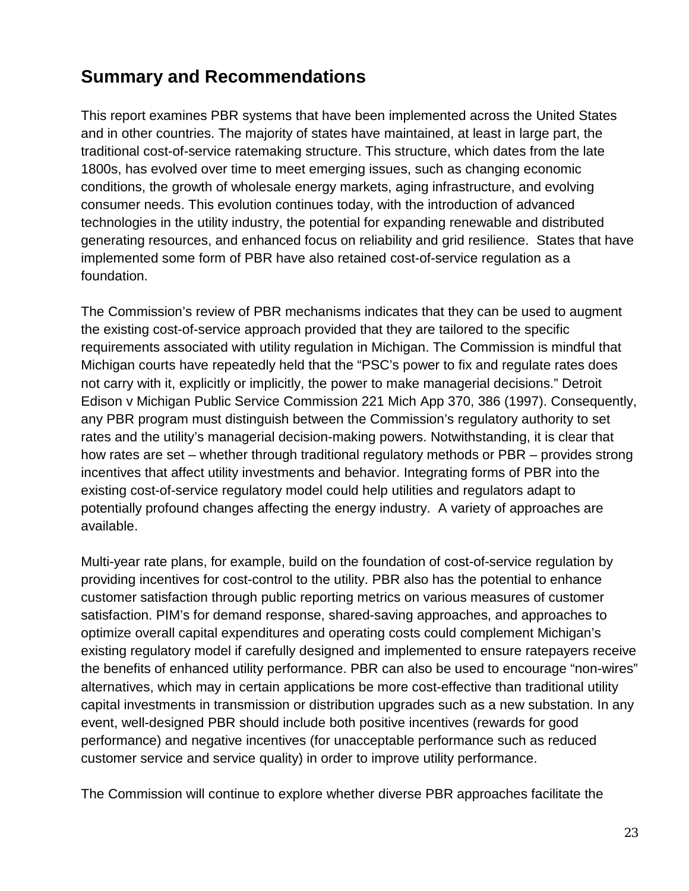## Summary and Recommendations

This report examines PBR systems that have been implemented across the United States and in other countries. The majority of states have maintained, at least in large part, the traditional cost-of-service ratemaking structure. This structure, which dates from the late 1800s, has evolved over time to meet emerging issues, such as changing economic conditions, the growth of wholesale energy markets, aging infrastructure, and evolving consumer needs. This evolution continues today, with the introduction of advanced technologies in the utility industry, the potential for expanding renewable and distributed generating resources, and enhanced focus on reliability and grid resilience. States that have implemented some form of PBR have also retained cost-of-service regulation as a foundation.

The Commission's review of PBR mechanisms indicates that they can be used to augment the existing cost-of-service approach provided that they are tailored to the specific requirements associated with utility regulation in Michigan. The Commission is mindful that Michigan courts have repeatedly held that the "PSC's power to fix and regulate rates does not carry with it, explicitly or implicitly, the power to make managerial decisions." Detroit Edison v Michigan Public Service Commission 221 Mich App 370, 386 (1997). Consequently, any PBR program must distinguish between the Commission's regulatory authority to set rates and the utility's managerial decision-making powers. Notwithstanding, it is clear that how rates are set – whether through traditional regulatory methods or PBR – provides strong incentives that affect utility investments and behavior. Integrating forms of PBR into the existing cost-of-service regulatory model could help utilities and regulators adapt to potentially profound changes affecting the energy industry. A variety of approaches are available.

Multi-year rate plans, for example, build on the foundation of cost-of-service regulation by providing incentives for cost-control to the utility. PBR also has the potential to enhance customer satisfaction through public reporting metrics on various measures of customer satisfaction. PIM's for demand response, shared-saving approaches, and approaches to optimize overall capital expenditures and operating costs could complement Michigan's existing regulatory model if carefully designed and implemented to ensure ratepayers receive the benefits of enhanced utility performance. PBR can also be used to encourage "non-wires" alternatives, which may in certain applications be more cost-effective than traditional utility capital investments in transmission or distribution upgrades such as a new substation. In any event, well-designed PBR should include both positive incentives (rewards for good performance) and negative incentives (for unacceptable performance such as reduced customer service and service quality) in order to improve utility performance.

The Commission will continue to explore whether diverse PBR approaches facilitate the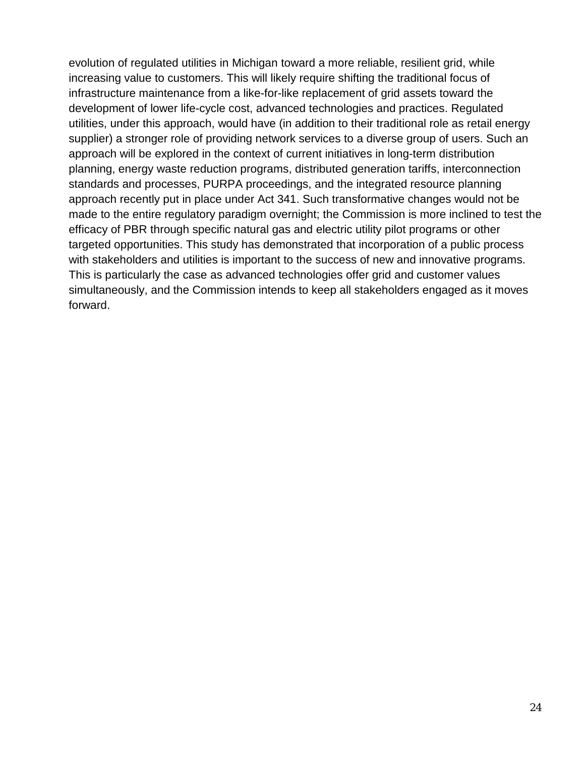evolution of regulated utilities in Michigan toward a more reliable, resilient grid, while increasing value to customers. This will likely require shifting the traditional focus of infrastructure maintenance from a like-for-like replacement of grid assets toward the development of lower life-cycle cost, advanced technologies and practices. Regulated utilities, under this approach, would have (in addition to their traditional role as retail energy supplier) a stronger role of providing network services to a diverse group of users. Such an approach will be explored in the context of current initiatives in long-term distribution planning, energy waste reduction programs, distributed generation tariffs, interconnection standards and processes, PURPA proceedings, and the integrated resource planning approach recently put in place under Act 341. Such transformative changes would not be made to the entire regulatory paradigm overnight; the Commission is more inclined to test the efficacy of PBR through specific natural gas and electric utility pilot programs or other targeted opportunities. This study has demonstrated that incorporation of a public process with stakeholders and utilities is important to the success of new and innovative programs. This is particularly the case as advanced technologies offer grid and customer values simultaneously, and the Commission intends to keep all stakeholders engaged as it moves forward.